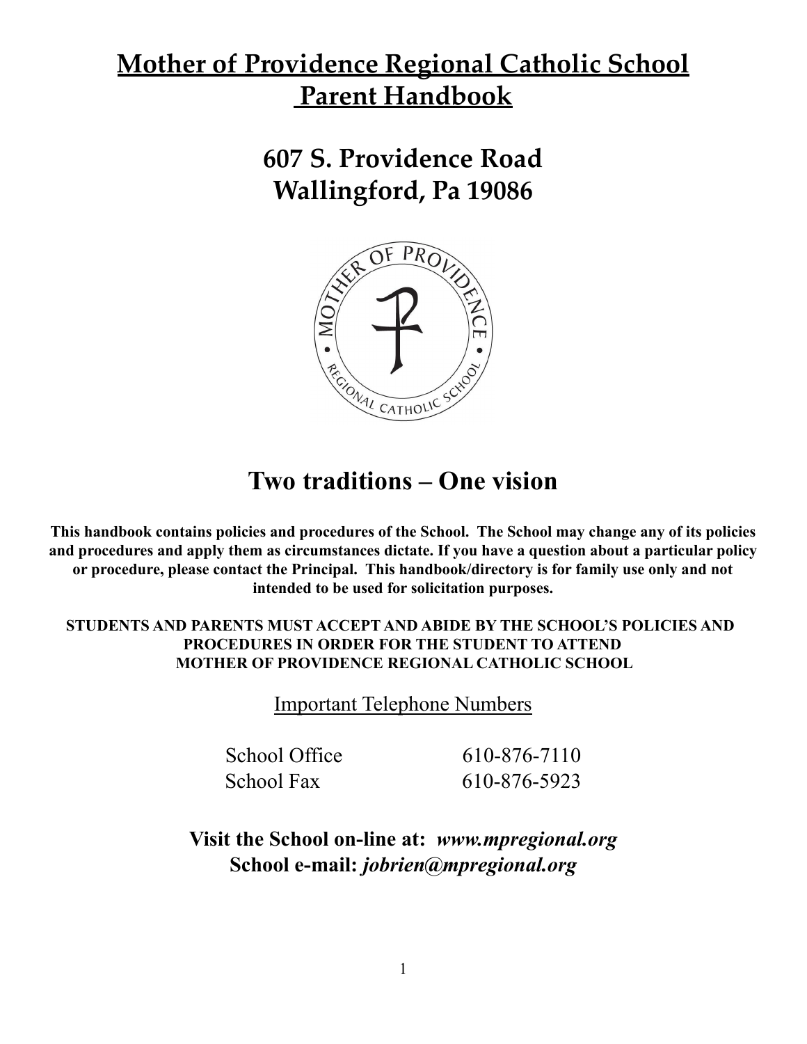# Mother of Providence Regional Catholic School Parent Handbook

## 607 S. Providence Road
## Wallingford, Pa 19086

## Two traditions – One vision

**This handbook contains policies and procedures of the School. The School may change any of its policies and procedures and apply them as circumstances dictate. If you have a question about a particular policy or procedure, please contact the Principal. This handbook/directory is for family use only and not intended to be used for solicitation purposes.**

**STUDENTS AND PARENTS MUST ACCEPT AND ABIDE BY THE SCHOOL'S POLICIES AND PROCEDURES IN ORDER FOR THE STUDENT TO ATTEND MOTHER OF PROVIDENCE REGIONAL CATHOLIC SCHOOL**

Important Telephone Numbers

| | |
|---|---|
| School Office | 610-876-7110 |
| School Fax | 610-876-5923 |

**Visit the School on-line at:** ***www.mpregional.org***
**School e-mail:** ***jobrien@mpregional.org***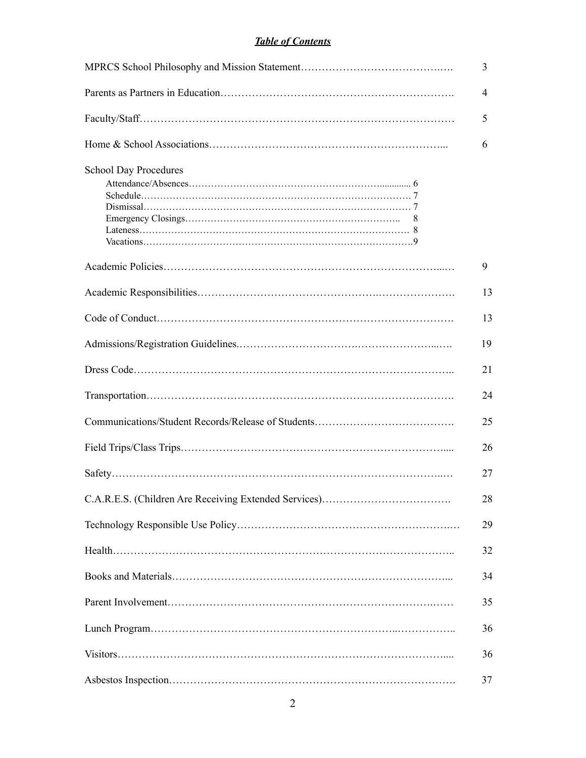## ***Table of Contents***

| | |
|---|---|
| MPRCS School Philosophy and Mission Statement | 3 |
| Parents as Partners in Education | 4 |
| Faculty/Staff | 5 |
| Home & School Associations | 6 |
| School Day Procedures | |
| Attendance/Absences 6 | |
| Schedule 7 | |
| Dismissal 7 | |
| Emergency Closings 8 | |
| Lateness 8 | |
| Vacations 9 | |
| Academic Policies | 9 |
| Academic Responsibilities | 13 |
| Code of Conduct | 13 |
| Admissions/Registration Guidelines | 19 |
| Dress Code | 21 |
| Transportation | 24 |
| Communications/Student Records/Release of Students | 25 |
| Field Trips/Class Trips | 26 |
| Safety | 27 |
| C.A.R.E.S. (Children Are Receiving Extended Services) | 28 |
| Technology Responsible Use Policy | 29 |
| Health | 32 |
| Books and Materials | 34 |
| Parent Involvement | 35 |
| Lunch Program | 36 |
| Visitors | 36 |
| Asbestos Inspection | 37 |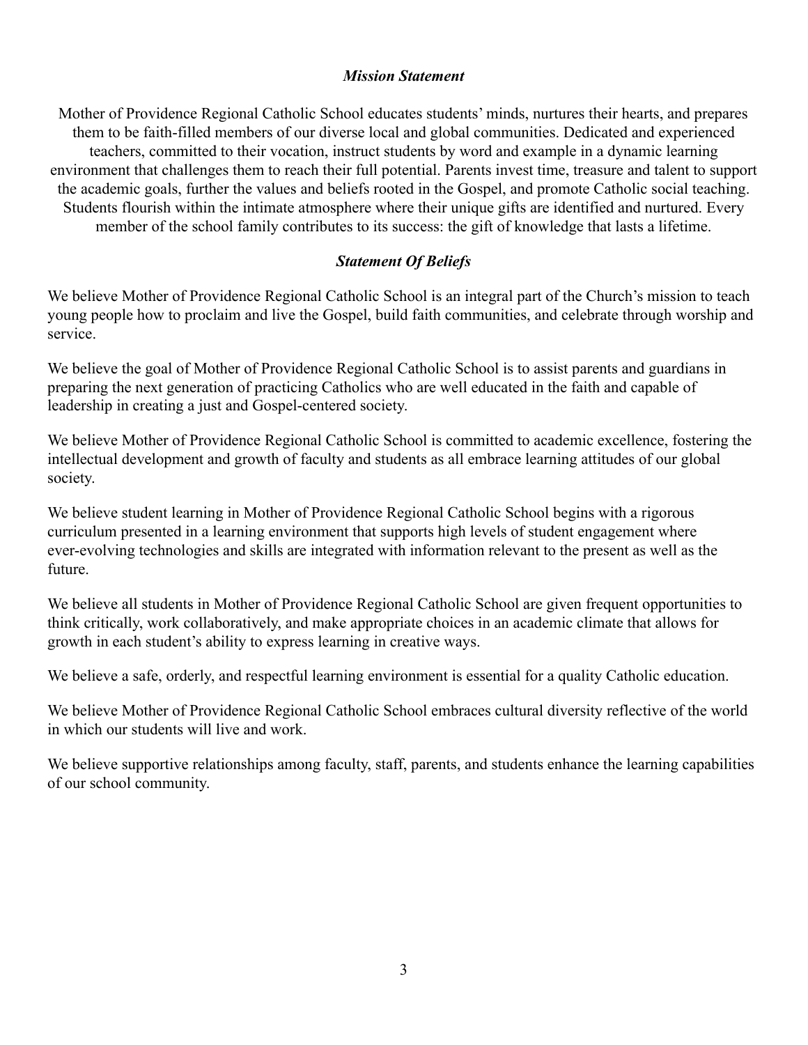## *Mission Statement*

Mother of Providence Regional Catholic School educates students' minds, nurtures their hearts, and prepares them to be faith-filled members of our diverse local and global communities. Dedicated and experienced teachers, committed to their vocation, instruct students by word and example in a dynamic learning environment that challenges them to reach their full potential. Parents invest time, treasure and talent to support the academic goals, further the values and beliefs rooted in the Gospel, and promote Catholic social teaching. Students flourish within the intimate atmosphere where their unique gifts are identified and nurtured. Every member of the school family contributes to its success: the gift of knowledge that lasts a lifetime.

## *Statement Of Beliefs*

We believe Mother of Providence Regional Catholic School is an integral part of the Church's mission to teach young people how to proclaim and live the Gospel, build faith communities, and celebrate through worship and service.

We believe the goal of Mother of Providence Regional Catholic School is to assist parents and guardians in preparing the next generation of practicing Catholics who are well educated in the faith and capable of leadership in creating a just and Gospel-centered society.

We believe Mother of Providence Regional Catholic School is committed to academic excellence, fostering the intellectual development and growth of faculty and students as all embrace learning attitudes of our global society.

We believe student learning in Mother of Providence Regional Catholic School begins with a rigorous curriculum presented in a learning environment that supports high levels of student engagement where ever-evolving technologies and skills are integrated with information relevant to the present as well as the future.

We believe all students in Mother of Providence Regional Catholic School are given frequent opportunities to think critically, work collaboratively, and make appropriate choices in an academic climate that allows for growth in each student's ability to express learning in creative ways.

We believe a safe, orderly, and respectful learning environment is essential for a quality Catholic education.

We believe Mother of Providence Regional Catholic School embraces cultural diversity reflective of the world in which our students will live and work.

We believe supportive relationships among faculty, staff, parents, and students enhance the learning capabilities of our school community.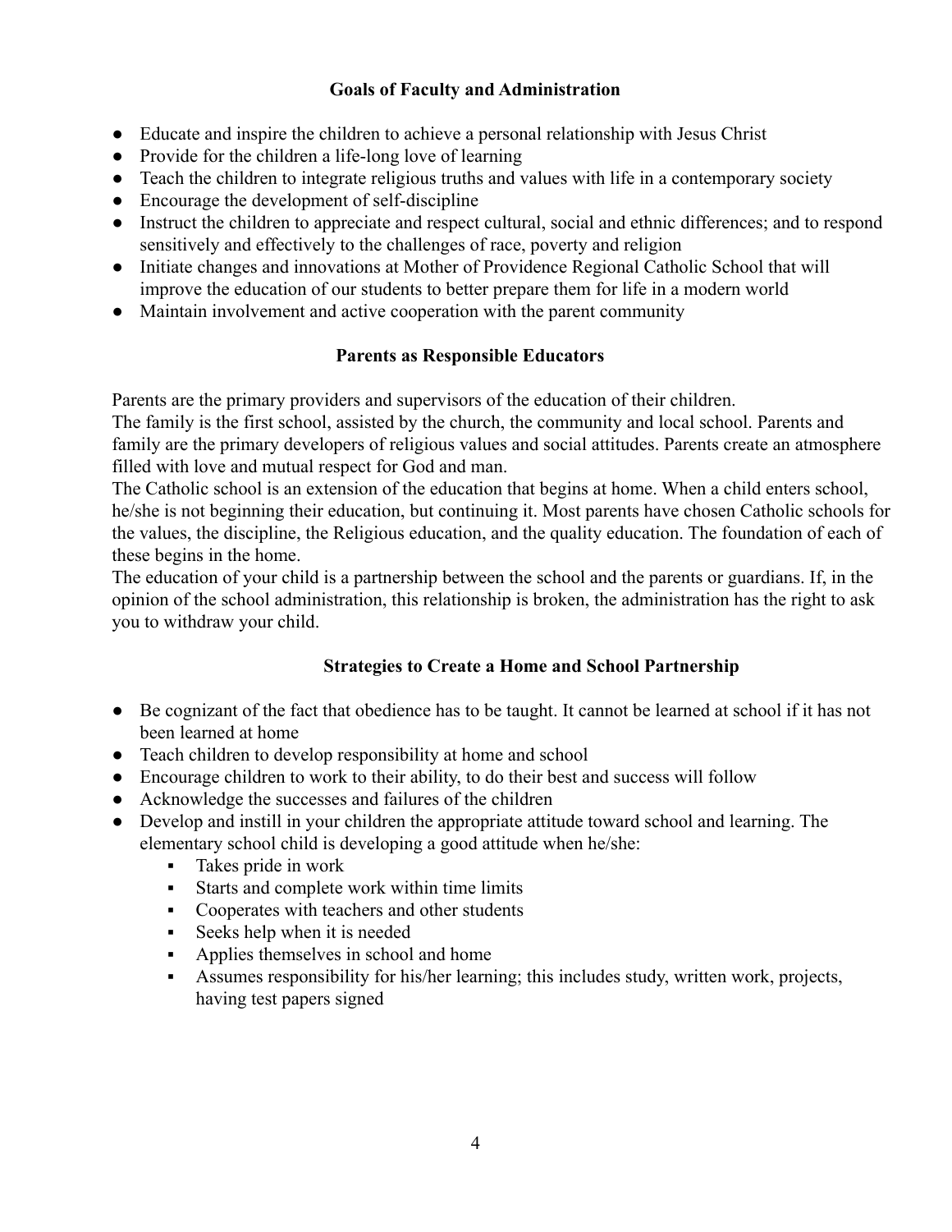## Goals of Faculty and Administration

- Educate and inspire the children to achieve a personal relationship with Jesus Christ
- Provide for the children a life-long love of learning
- Teach the children to integrate religious truths and values with life in a contemporary society
- Encourage the development of self-discipline
- Instruct the children to appreciate and respect cultural, social and ethnic differences; and to respond sensitively and effectively to the challenges of race, poverty and religion
- Initiate changes and innovations at Mother of Providence Regional Catholic School that will improve the education of our students to better prepare them for life in a modern world
- Maintain involvement and active cooperation with the parent community

## Parents as Responsible Educators

Parents are the primary providers and supervisors of the education of their children.
The family is the first school, assisted by the church, the community and local school. Parents and family are the primary developers of religious values and social attitudes. Parents create an atmosphere filled with love and mutual respect for God and man.
The Catholic school is an extension of the education that begins at home. When a child enters school, he/she is not beginning their education, but continuing it. Most parents have chosen Catholic schools for the values, the discipline, the Religious education, and the quality education. The foundation of each of these begins in the home.
The education of your child is a partnership between the school and the parents or guardians. If, in the opinion of the school administration, this relationship is broken, the administration has the right to ask you to withdraw your child.

## Strategies to Create a Home and School Partnership

- Be cognizant of the fact that obedience has to be taught. It cannot be learned at school if it has not been learned at home
- Teach children to develop responsibility at home and school
- Encourage children to work to their ability, to do their best and success will follow
- Acknowledge the successes and failures of the children
- Develop and instill in your children the appropriate attitude toward school and learning. The elementary school child is developing a good attitude when he/she:
  - Takes pride in work
  - Starts and complete work within time limits
  - Cooperates with teachers and other students
  - Seeks help when it is needed
  - Applies themselves in school and home
  - Assumes responsibility for his/her learning; this includes study, written work, projects, having test papers signed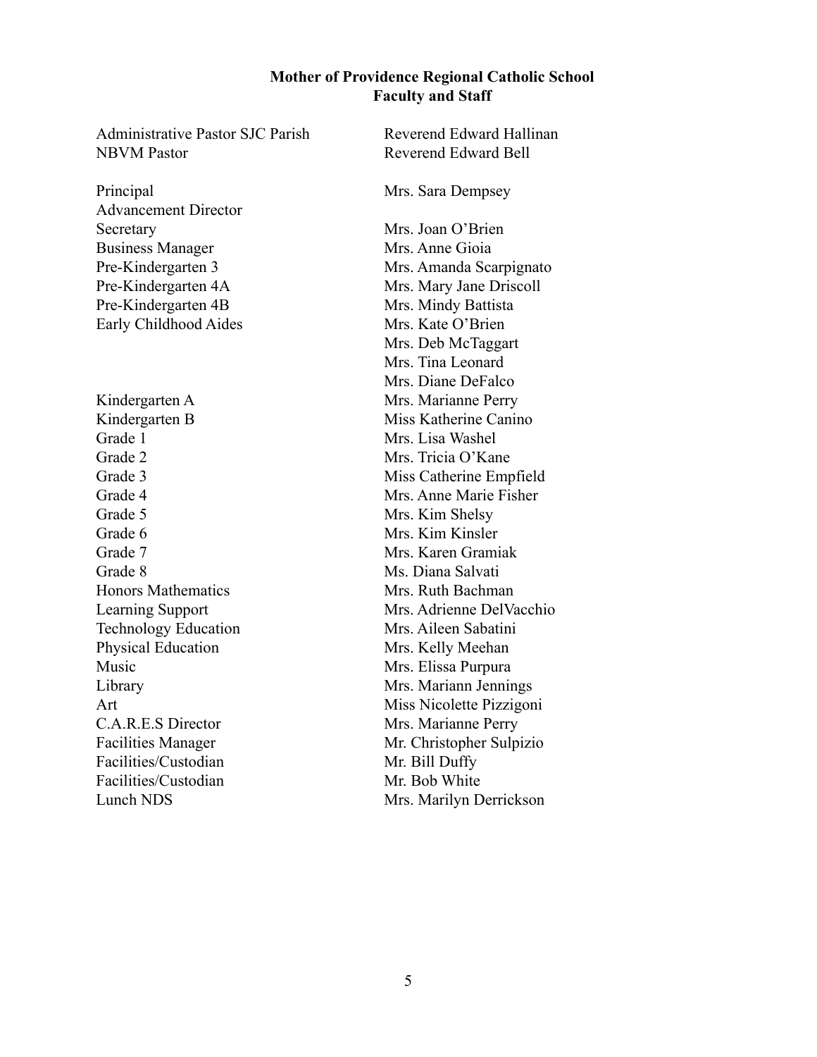# Mother of Providence Regional Catholic School
## Faculty and Staff

| | |
|---|---|
| Administrative Pastor SJC Parish | Reverend Edward Hallinan |
| NBVM Pastor | Reverend Edward Bell |
| | |
| Principal | Mrs. Sara Dempsey |
| Advancement Director | |
| Secretary | Mrs. Joan O'Brien |
| Business Manager | Mrs. Anne Gioia |
| Pre-Kindergarten 3 | Mrs. Amanda Scarpignato |
| Pre-Kindergarten 4A | Mrs. Mary Jane Driscoll |
| Pre-Kindergarten 4B | Mrs. Mindy Battista |
| Early Childhood Aides | Mrs. Kate O'Brien |
| | Mrs. Deb McTaggart |
| | Mrs. Tina Leonard |
| | Mrs. Diane DeFalco |
| Kindergarten A | Mrs. Marianne Perry |
| Kindergarten B | Miss Katherine Canino |
| Grade 1 | Mrs. Lisa Washel |
| Grade 2 | Mrs. Tricia O'Kane |
| Grade 3 | Miss Catherine Empfield |
| Grade 4 | Mrs. Anne Marie Fisher |
| Grade 5 | Mrs. Kim Shelsy |
| Grade 6 | Mrs. Kim Kinsler |
| Grade 7 | Mrs. Karen Gramiak |
| Grade 8 | Ms. Diana Salvati |
| Honors Mathematics | Mrs. Ruth Bachman |
| Learning Support | Mrs. Adrienne DelVacchio |
| Technology Education | Mrs. Aileen Sabatini |
| Physical Education | Mrs. Kelly Meehan |
| Music | Mrs. Elissa Purpura |
| Library | Mrs. Mariann Jennings |
| Art | Miss Nicolette Pizzigoni |
| C.A.R.E.S Director | Mrs. Marianne Perry |
| Facilities Manager | Mr. Christopher Sulpizio |
| Facilities/Custodian | Mr. Bill Duffy |
| Facilities/Custodian | Mr. Bob White |
| Lunch NDS | Mrs. Marilyn Derrickson |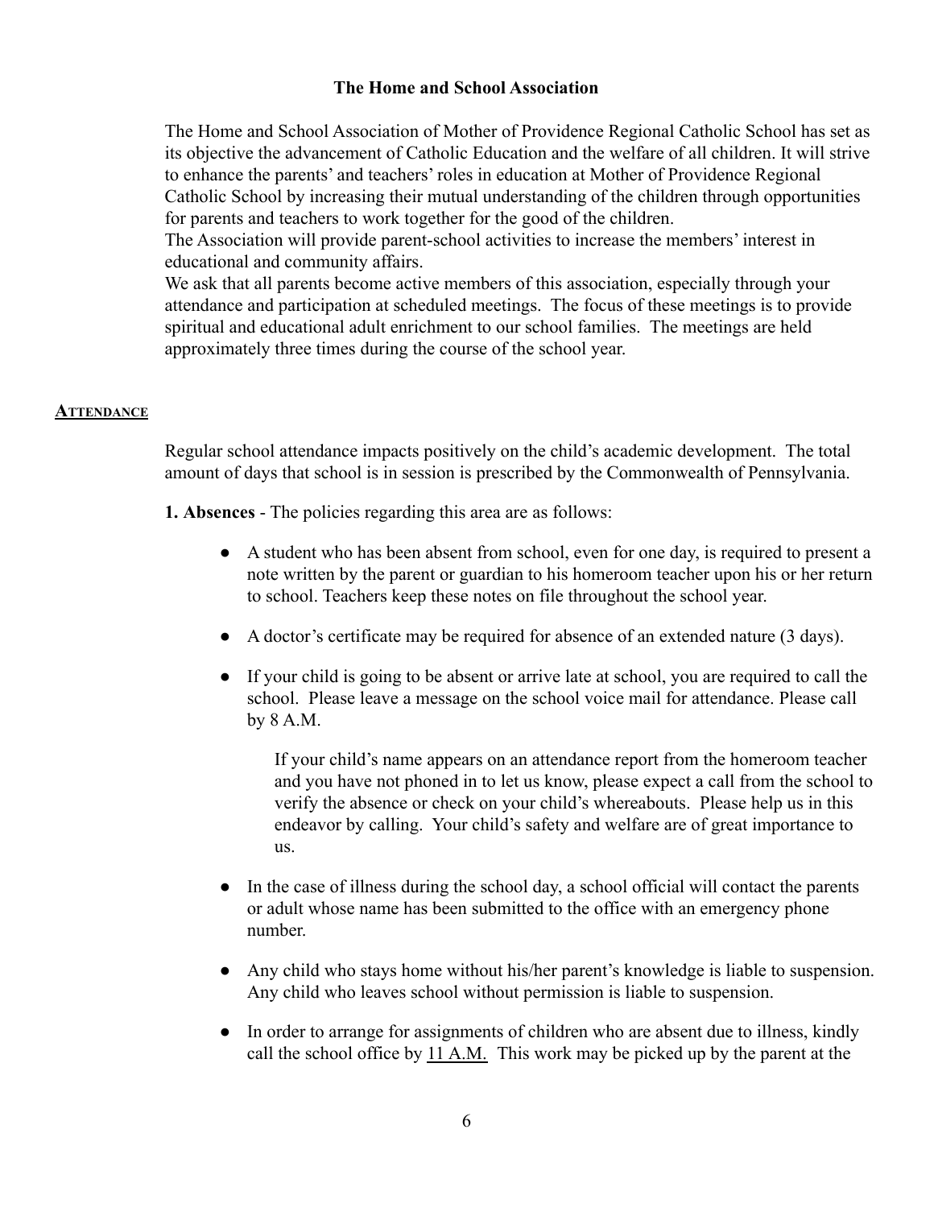## The Home and School Association

The Home and School Association of Mother of Providence Regional Catholic School has set as its objective the advancement of Catholic Education and the welfare of all children. It will strive to enhance the parents' and teachers' roles in education at Mother of Providence Regional Catholic School by increasing their mutual understanding of the children through opportunities for parents and teachers to work together for the good of the children.
The Association will provide parent-school activities to increase the members' interest in educational and community affairs.
We ask that all parents become active members of this association, especially through your attendance and participation at scheduled meetings. The focus of these meetings is to provide spiritual and educational adult enrichment to our school families. The meetings are held approximately three times during the course of the school year.

## ATTENDANCE

Regular school attendance impacts positively on the child's academic development. The total amount of days that school is in session is prescribed by the Commonwealth of Pennsylvania.

**1. Absences** - The policies regarding this area are as follows:

- A student who has been absent from school, even for one day, is required to present a note written by the parent or guardian to his homeroom teacher upon his or her return to school. Teachers keep these notes on file throughout the school year.
- A doctor's certificate may be required for absence of an extended nature (3 days).
- If your child is going to be absent or arrive late at school, you are required to call the school. Please leave a message on the school voice mail for attendance. Please call by 8 A.M.

  If your child's name appears on an attendance report from the homeroom teacher and you have not phoned in to let us know, please expect a call from the school to verify the absence or check on your child's whereabouts. Please help us in this endeavor by calling. Your child's safety and welfare are of great importance to us.

- In the case of illness during the school day, a school official will contact the parents or adult whose name has been submitted to the office with an emergency phone number.
- Any child who stays home without his/her parent's knowledge is liable to suspension. Any child who leaves school without permission is liable to suspension.
- In order to arrange for assignments of children who are absent due to illness, kindly call the school office by 11 A.M. This work may be picked up by the parent at the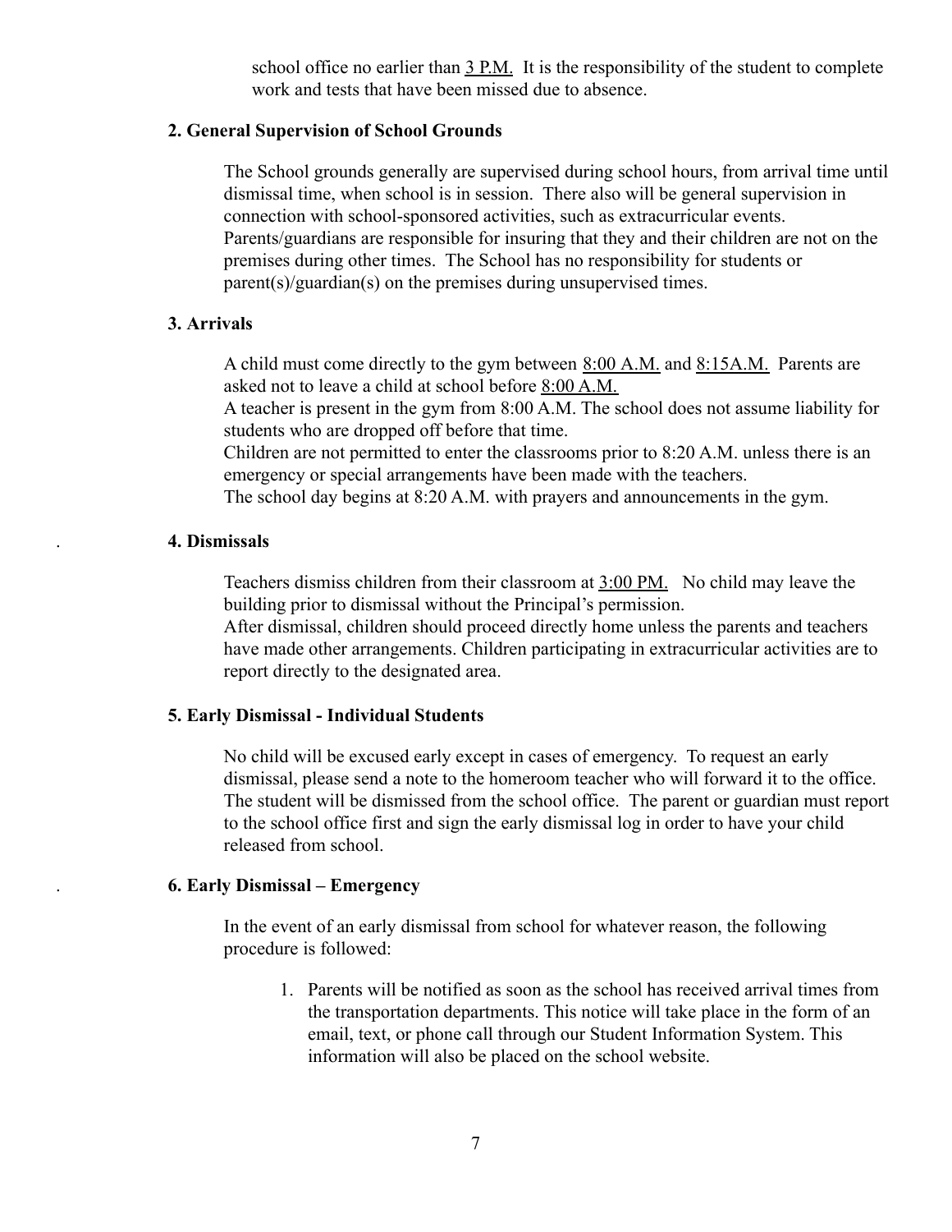school office no earlier than 3 P.M. It is the responsibility of the student to complete work and tests that have been missed due to absence.

### 2. General Supervision of School Grounds

The School grounds generally are supervised during school hours, from arrival time until dismissal time, when school is in session. There also will be general supervision in connection with school-sponsored activities, such as extracurricular events. Parents/guardians are responsible for insuring that they and their children are not on the premises during other times. The School has no responsibility for students or parent(s)/guardian(s) on the premises during unsupervised times.

### 3. Arrivals

A child must come directly to the gym between 8:00 A.M. and 8:15A.M. Parents are asked not to leave a child at school before 8:00 A.M.

A teacher is present in the gym from 8:00 A.M. The school does not assume liability for students who are dropped off before that time.

Children are not permitted to enter the classrooms prior to 8:20 A.M. unless there is an emergency or special arrangements have been made with the teachers.

The school day begins at 8:20 A.M. with prayers and announcements in the gym.

### 4. Dismissals

Teachers dismiss children from their classroom at 3:00 PM. No child may leave the building prior to dismissal without the Principal's permission.

After dismissal, children should proceed directly home unless the parents and teachers have made other arrangements. Children participating in extracurricular activities are to report directly to the designated area.

### 5. Early Dismissal - Individual Students

No child will be excused early except in cases of emergency. To request an early dismissal, please send a note to the homeroom teacher who will forward it to the office. The student will be dismissed from the school office. The parent or guardian must report to the school office first and sign the early dismissal log in order to have your child released from school.

### 6. Early Dismissal – Emergency

In the event of an early dismissal from school for whatever reason, the following procedure is followed:

1. Parents will be notified as soon as the school has received arrival times from the transportation departments. This notice will take place in the form of an email, text, or phone call through our Student Information System. This information will also be placed on the school website.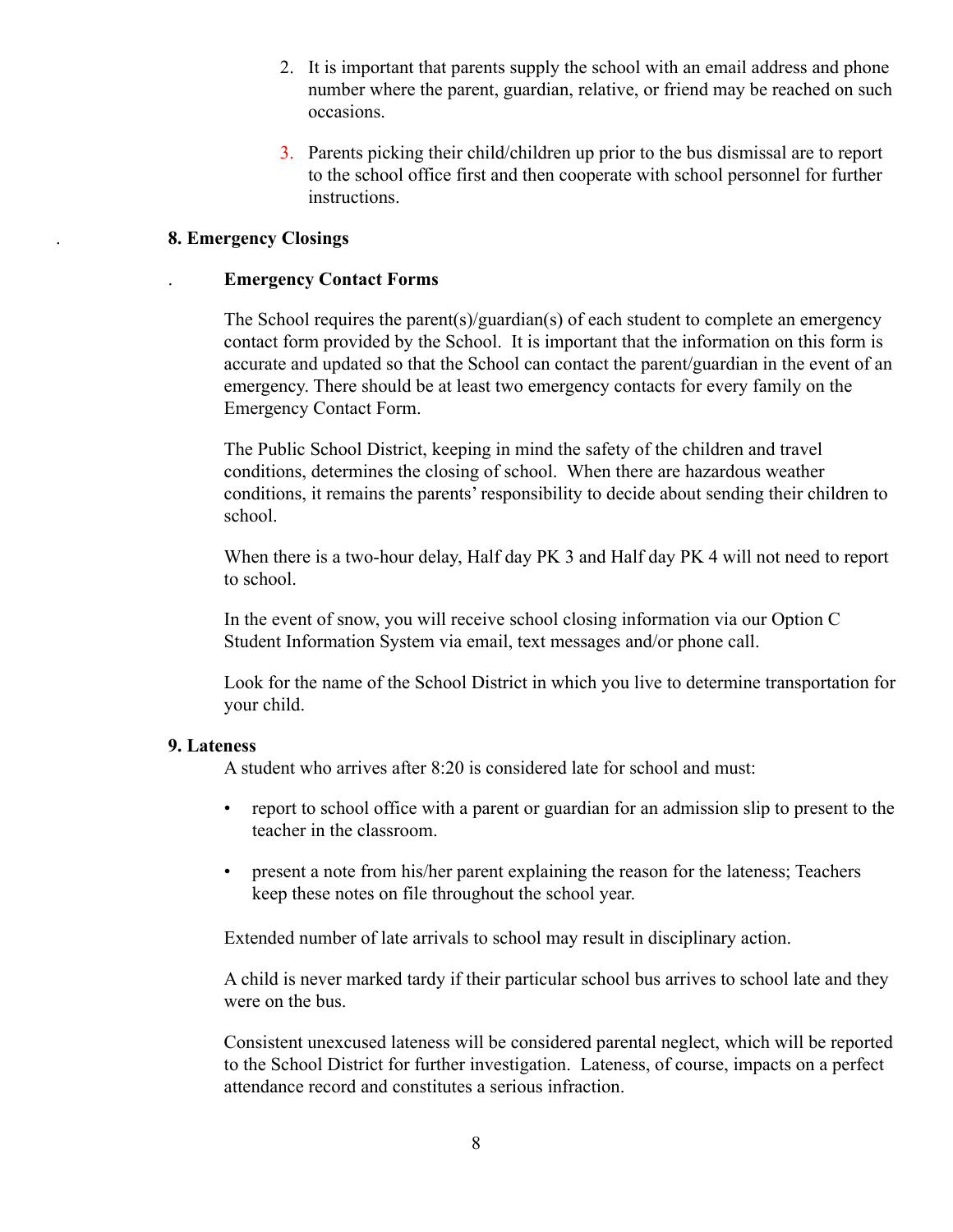2. It is important that parents supply the school with an email address and phone number where the parent, guardian, relative, or friend may be reached on such occasions.

3. Parents picking their child/children up prior to the bus dismissal are to report to the school office first and then cooperate with school personnel for further instructions.

## 8. Emergency Closings

### Emergency Contact Forms

The School requires the parent(s)/guardian(s) of each student to complete an emergency contact form provided by the School. It is important that the information on this form is accurate and updated so that the School can contact the parent/guardian in the event of an emergency. There should be at least two emergency contacts for every family on the Emergency Contact Form.

The Public School District, keeping in mind the safety of the children and travel conditions, determines the closing of school. When there are hazardous weather conditions, it remains the parents' responsibility to decide about sending their children to school.

When there is a two-hour delay, Half day PK 3 and Half day PK 4 will not need to report to school.

In the event of snow, you will receive school closing information via our Option C Student Information System via email, text messages and/or phone call.

Look for the name of the School District in which you live to determine transportation for your child.

## 9. Lateness

A student who arrives after 8:20 is considered late for school and must:

- report to school office with a parent or guardian for an admission slip to present to the teacher in the classroom.
- present a note from his/her parent explaining the reason for the lateness; Teachers keep these notes on file throughout the school year.

Extended number of late arrivals to school may result in disciplinary action.

A child is never marked tardy if their particular school bus arrives to school late and they were on the bus.

Consistent unexcused lateness will be considered parental neglect, which will be reported to the School District for further investigation. Lateness, of course, impacts on a perfect attendance record and constitutes a serious infraction.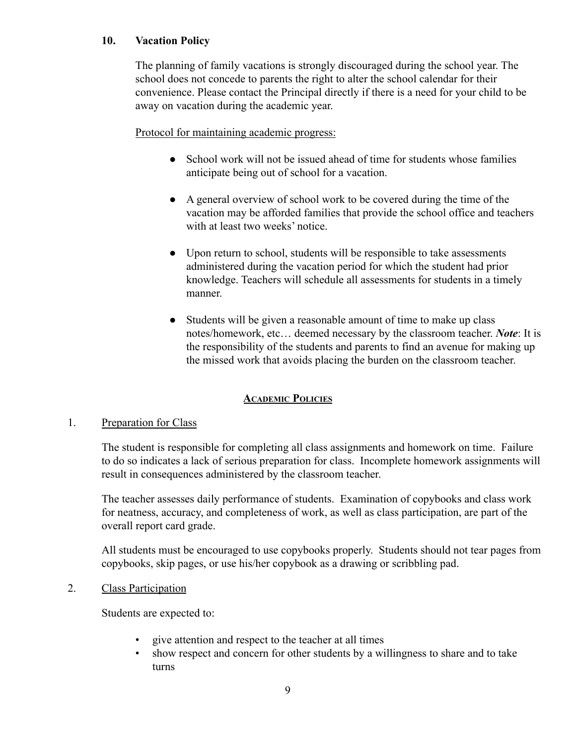### 10. Vacation Policy

The planning of family vacations is strongly discouraged during the school year. The school does not concede to parents the right to alter the school calendar for their convenience. Please contact the Principal directly if there is a need for your child to be away on vacation during the academic year.

<u>Protocol for maintaining academic progress:</u>

- School work will not be issued ahead of time for students whose families anticipate being out of school for a vacation.
- A general overview of school work to be covered during the time of the vacation may be afforded families that provide the school office and teachers with at least two weeks' notice.
- Upon return to school, students will be responsible to take assessments administered during the vacation period for which the student had prior knowledge. Teachers will schedule all assessments for students in a timely manner.
- Students will be given a reasonable amount of time to make up class notes/homework, etc… deemed necessary by the classroom teacher. ***Note***: It is the responsibility of the students and parents to find an avenue for making up the missed work that avoids placing the burden on the classroom teacher.

## ACADEMIC POLICIES

### 1. Preparation for Class

The student is responsible for completing all class assignments and homework on time. Failure to do so indicates a lack of serious preparation for class. Incomplete homework assignments will result in consequences administered by the classroom teacher.

The teacher assesses daily performance of students. Examination of copybooks and class work for neatness, accuracy, and completeness of work, as well as class participation, are part of the overall report card grade.

All students must be encouraged to use copybooks properly. Students should not tear pages from copybooks, skip pages, or use his/her copybook as a drawing or scribbling pad.

### 2. Class Participation

Students are expected to:

- give attention and respect to the teacher at all times
- show respect and concern for other students by a willingness to share and to take turns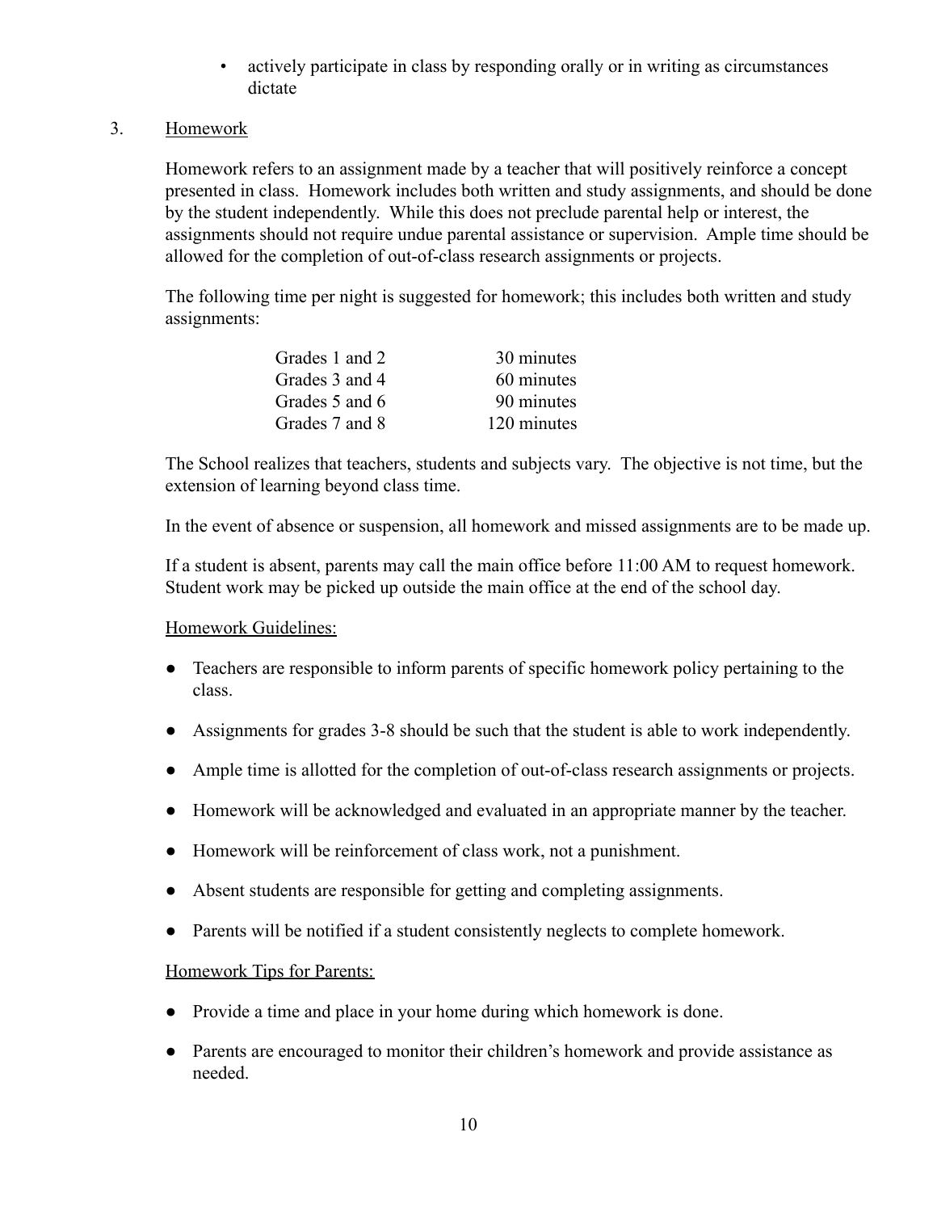- actively participate in class by responding orally or in writing as circumstances dictate

3. <u>Homework</u>

Homework refers to an assignment made by a teacher that will positively reinforce a concept presented in class. Homework includes both written and study assignments, and should be done by the student independently. While this does not preclude parental help or interest, the assignments should not require undue parental assistance or supervision. Ample time should be allowed for the completion of out-of-class research assignments or projects.

The following time per night is suggested for homework; this includes both written and study assignments:

| Grades | Time |
|---|---|
| Grades 1 and 2 | 30 minutes |
| Grades 3 and 4 | 60 minutes |
| Grades 5 and 6 | 90 minutes |
| Grades 7 and 8 | 120 minutes |

The School realizes that teachers, students and subjects vary. The objective is not time, but the extension of learning beyond class time.

In the event of absence or suspension, all homework and missed assignments are to be made up.

If a student is absent, parents may call the main office before 11:00 AM to request homework. Student work may be picked up outside the main office at the end of the school day.

<u>Homework Guidelines:</u>

- Teachers are responsible to inform parents of specific homework policy pertaining to the class.
- Assignments for grades 3-8 should be such that the student is able to work independently.
- Ample time is allotted for the completion of out-of-class research assignments or projects.
- Homework will be acknowledged and evaluated in an appropriate manner by the teacher.
- Homework will be reinforcement of class work, not a punishment.
- Absent students are responsible for getting and completing assignments.
- Parents will be notified if a student consistently neglects to complete homework.

<u>Homework Tips for Parents:</u>

- Provide a time and place in your home during which homework is done.
- Parents are encouraged to monitor their children's homework and provide assistance as needed.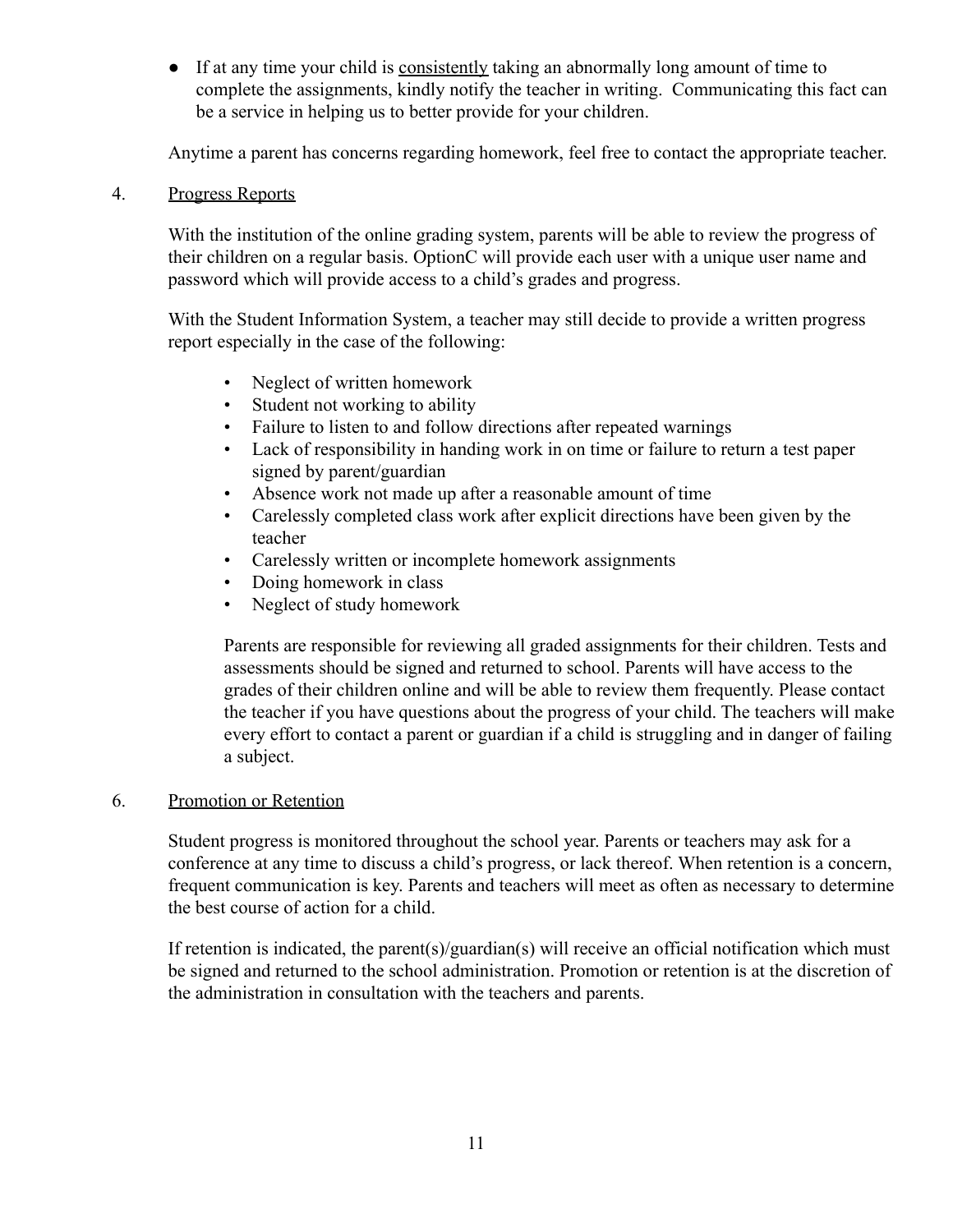- If at any time your child is consistently taking an abnormally long amount of time to complete the assignments, kindly notify the teacher in writing. Communicating this fact can be a service in helping us to better provide for your children.

Anytime a parent has concerns regarding homework, feel free to contact the appropriate teacher.

4. Progress Reports

With the institution of the online grading system, parents will be able to review the progress of their children on a regular basis. OptionC will provide each user with a unique user name and password which will provide access to a child's grades and progress.

With the Student Information System, a teacher may still decide to provide a written progress report especially in the case of the following:

- Neglect of written homework
- Student not working to ability
- Failure to listen to and follow directions after repeated warnings
- Lack of responsibility in handing work in on time or failure to return a test paper signed by parent/guardian
- Absence work not made up after a reasonable amount of time
- Carelessly completed class work after explicit directions have been given by the teacher
- Carelessly written or incomplete homework assignments
- Doing homework in class
- Neglect of study homework

Parents are responsible for reviewing all graded assignments for their children. Tests and assessments should be signed and returned to school. Parents will have access to the grades of their children online and will be able to review them frequently. Please contact the teacher if you have questions about the progress of your child. The teachers will make every effort to contact a parent or guardian if a child is struggling and in danger of failing a subject.

6. Promotion or Retention

Student progress is monitored throughout the school year. Parents or teachers may ask for a conference at any time to discuss a child's progress, or lack thereof. When retention is a concern, frequent communication is key. Parents and teachers will meet as often as necessary to determine the best course of action for a child.

If retention is indicated, the parent(s)/guardian(s) will receive an official notification which must be signed and returned to the school administration. Promotion or retention is at the discretion of the administration in consultation with the teachers and parents.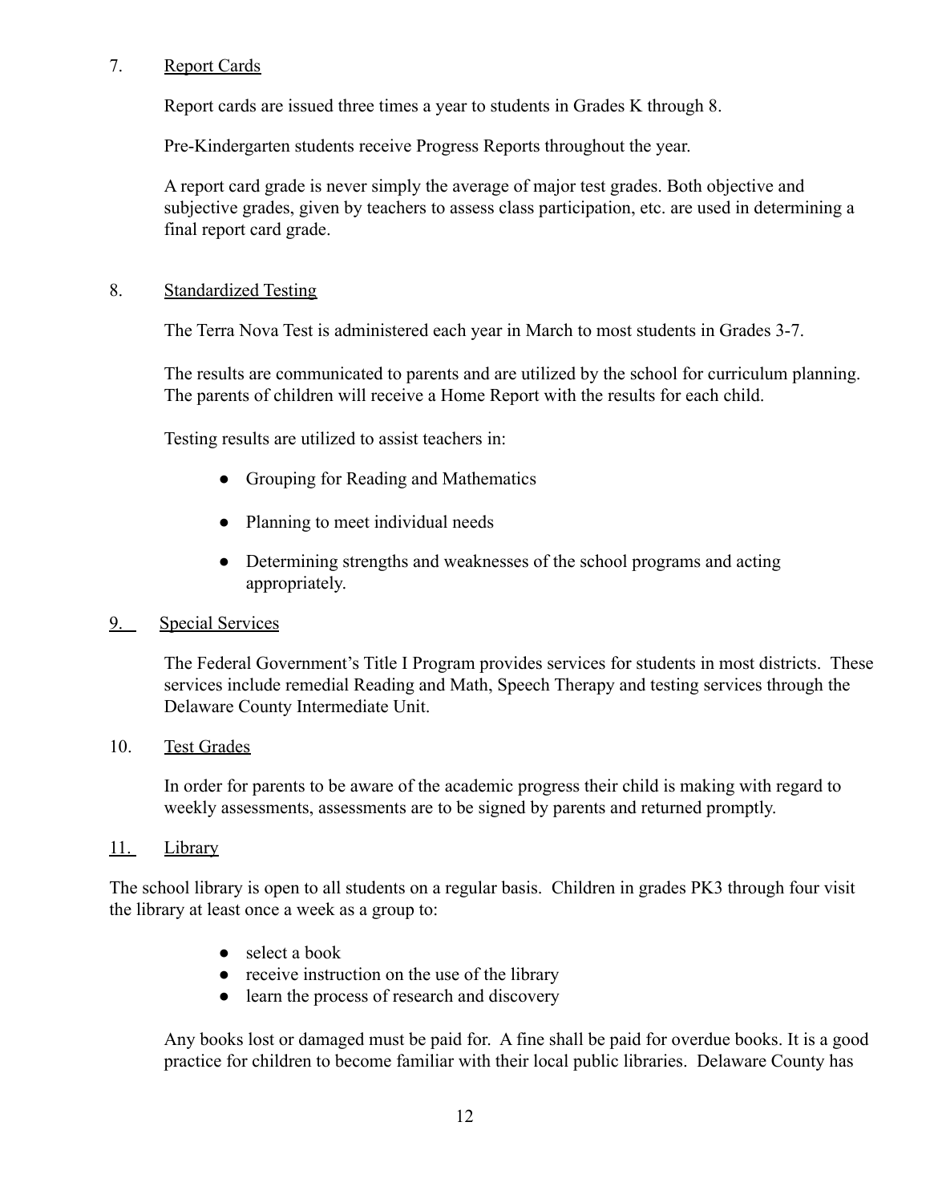## 7. Report Cards

Report cards are issued three times a year to students in Grades K through 8.

Pre-Kindergarten students receive Progress Reports throughout the year.

A report card grade is never simply the average of major test grades. Both objective and subjective grades, given by teachers to assess class participation, etc. are used in determining a final report card grade.

## 8. Standardized Testing

The Terra Nova Test is administered each year in March to most students in Grades 3-7.

The results are communicated to parents and are utilized by the school for curriculum planning. The parents of children will receive a Home Report with the results for each child.

Testing results are utilized to assist teachers in:

- Grouping for Reading and Mathematics
- Planning to meet individual needs
- Determining strengths and weaknesses of the school programs and acting appropriately.

## 9. Special Services

The Federal Government's Title I Program provides services for students in most districts. These services include remedial Reading and Math, Speech Therapy and testing services through the Delaware County Intermediate Unit.

## 10. Test Grades

In order for parents to be aware of the academic progress their child is making with regard to weekly assessments, assessments are to be signed by parents and returned promptly.

## 11. Library

The school library is open to all students on a regular basis. Children in grades PK3 through four visit the library at least once a week as a group to:

- select a book
- receive instruction on the use of the library
- learn the process of research and discovery

Any books lost or damaged must be paid for. A fine shall be paid for overdue books. It is a good practice for children to become familiar with their local public libraries. Delaware County has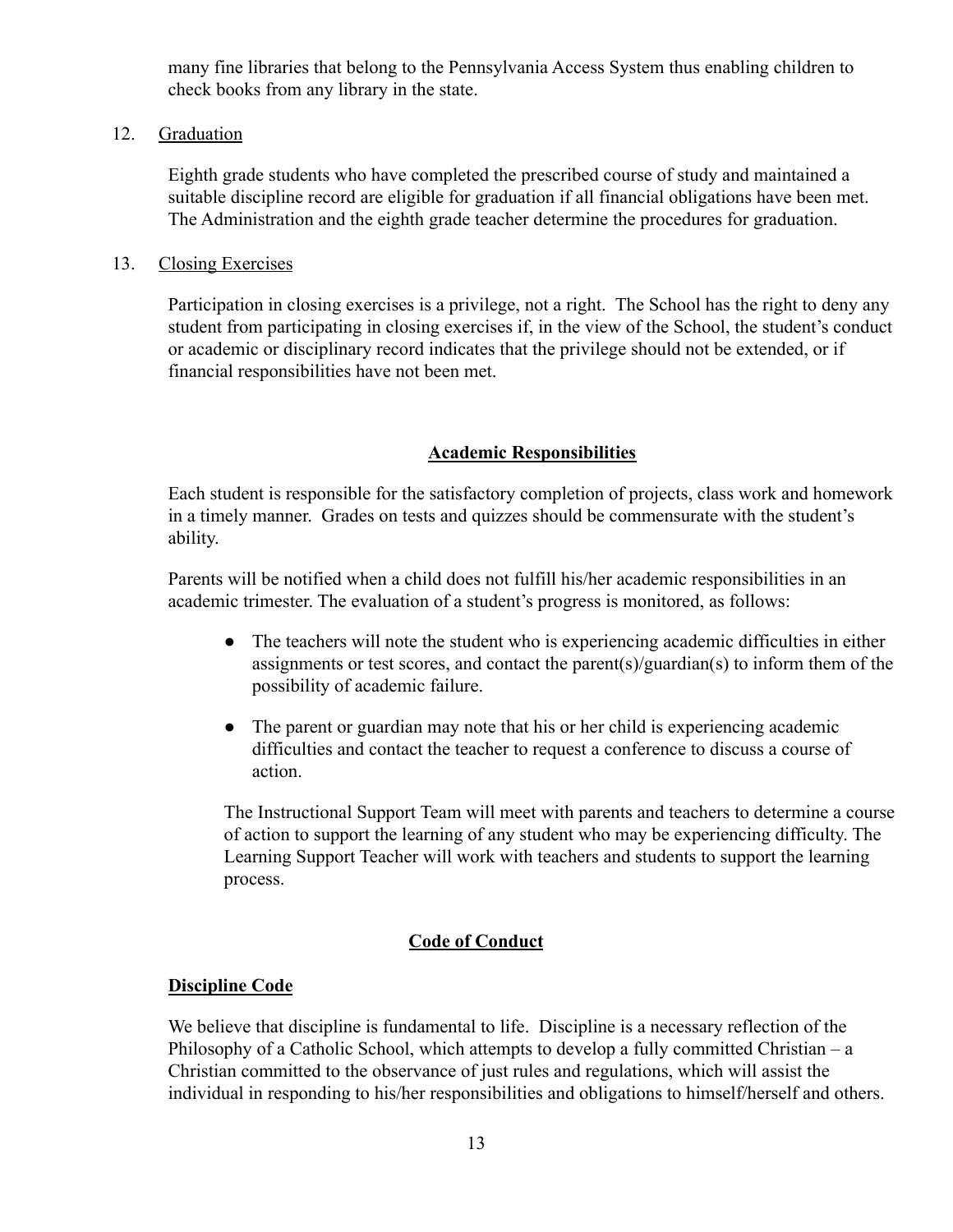many fine libraries that belong to the Pennsylvania Access System thus enabling children to check books from any library in the state.

12. Graduation

Eighth grade students who have completed the prescribed course of study and maintained a suitable discipline record are eligible for graduation if all financial obligations have been met. The Administration and the eighth grade teacher determine the procedures for graduation.

13. Closing Exercises

Participation in closing exercises is a privilege, not a right. The School has the right to deny any student from participating in closing exercises if, in the view of the School, the student's conduct or academic or disciplinary record indicates that the privilege should not be extended, or if financial responsibilities have not been met.

## Academic Responsibilities

Each student is responsible for the satisfactory completion of projects, class work and homework in a timely manner. Grades on tests and quizzes should be commensurate with the student's ability.

Parents will be notified when a child does not fulfill his/her academic responsibilities in an academic trimester. The evaluation of a student's progress is monitored, as follows:

- The teachers will note the student who is experiencing academic difficulties in either assignments or test scores, and contact the parent(s)/guardian(s) to inform them of the possibility of academic failure.
- The parent or guardian may note that his or her child is experiencing academic difficulties and contact the teacher to request a conference to discuss a course of action.

The Instructional Support Team will meet with parents and teachers to determine a course of action to support the learning of any student who may be experiencing difficulty. The Learning Support Teacher will work with teachers and students to support the learning process.

## Code of Conduct

### Discipline Code

We believe that discipline is fundamental to life. Discipline is a necessary reflection of the Philosophy of a Catholic School, which attempts to develop a fully committed Christian – a Christian committed to the observance of just rules and regulations, which will assist the individual in responding to his/her responsibilities and obligations to himself/herself and others.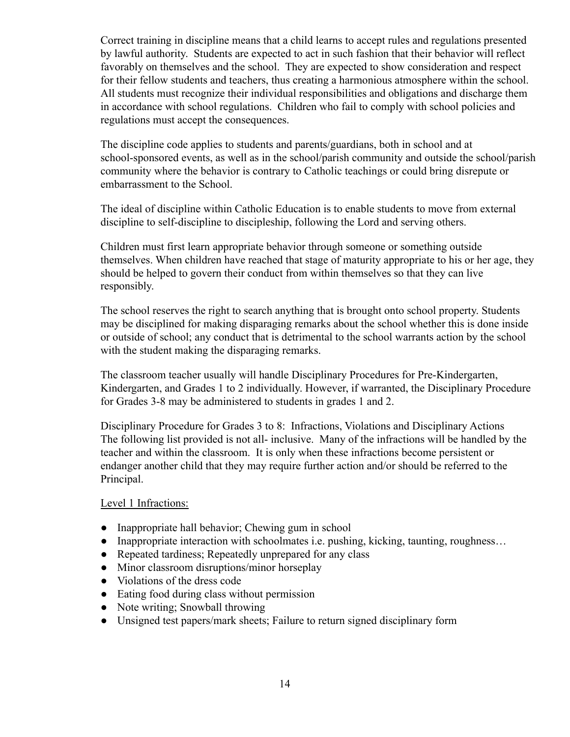Correct training in discipline means that a child learns to accept rules and regulations presented by lawful authority. Students are expected to act in such fashion that their behavior will reflect favorably on themselves and the school. They are expected to show consideration and respect for their fellow students and teachers, thus creating a harmonious atmosphere within the school. All students must recognize their individual responsibilities and obligations and discharge them in accordance with school regulations. Children who fail to comply with school policies and regulations must accept the consequences.

The discipline code applies to students and parents/guardians, both in school and at school-sponsored events, as well as in the school/parish community and outside the school/parish community where the behavior is contrary to Catholic teachings or could bring disrepute or embarrassment to the School.

The ideal of discipline within Catholic Education is to enable students to move from external discipline to self-discipline to discipleship, following the Lord and serving others.

Children must first learn appropriate behavior through someone or something outside themselves. When children have reached that stage of maturity appropriate to his or her age, they should be helped to govern their conduct from within themselves so that they can live responsibly.

The school reserves the right to search anything that is brought onto school property. Students may be disciplined for making disparaging remarks about the school whether this is done inside or outside of school; any conduct that is detrimental to the school warrants action by the school with the student making the disparaging remarks.

The classroom teacher usually will handle Disciplinary Procedures for Pre-Kindergarten, Kindergarten, and Grades 1 to 2 individually. However, if warranted, the Disciplinary Procedure for Grades 3-8 may be administered to students in grades 1 and 2.

Disciplinary Procedure for Grades 3 to 8: Infractions, Violations and Disciplinary Actions
The following list provided is not all- inclusive. Many of the infractions will be handled by the teacher and within the classroom. It is only when these infractions become persistent or endanger another child that they may require further action and/or should be referred to the Principal.

<u>Level 1 Infractions:</u>

- Inappropriate hall behavior; Chewing gum in school
- Inappropriate interaction with schoolmates i.e. pushing, kicking, taunting, roughness…
- Repeated tardiness; Repeatedly unprepared for any class
- Minor classroom disruptions/minor horseplay
- Violations of the dress code
- Eating food during class without permission
- Note writing; Snowball throwing
- Unsigned test papers/mark sheets; Failure to return signed disciplinary form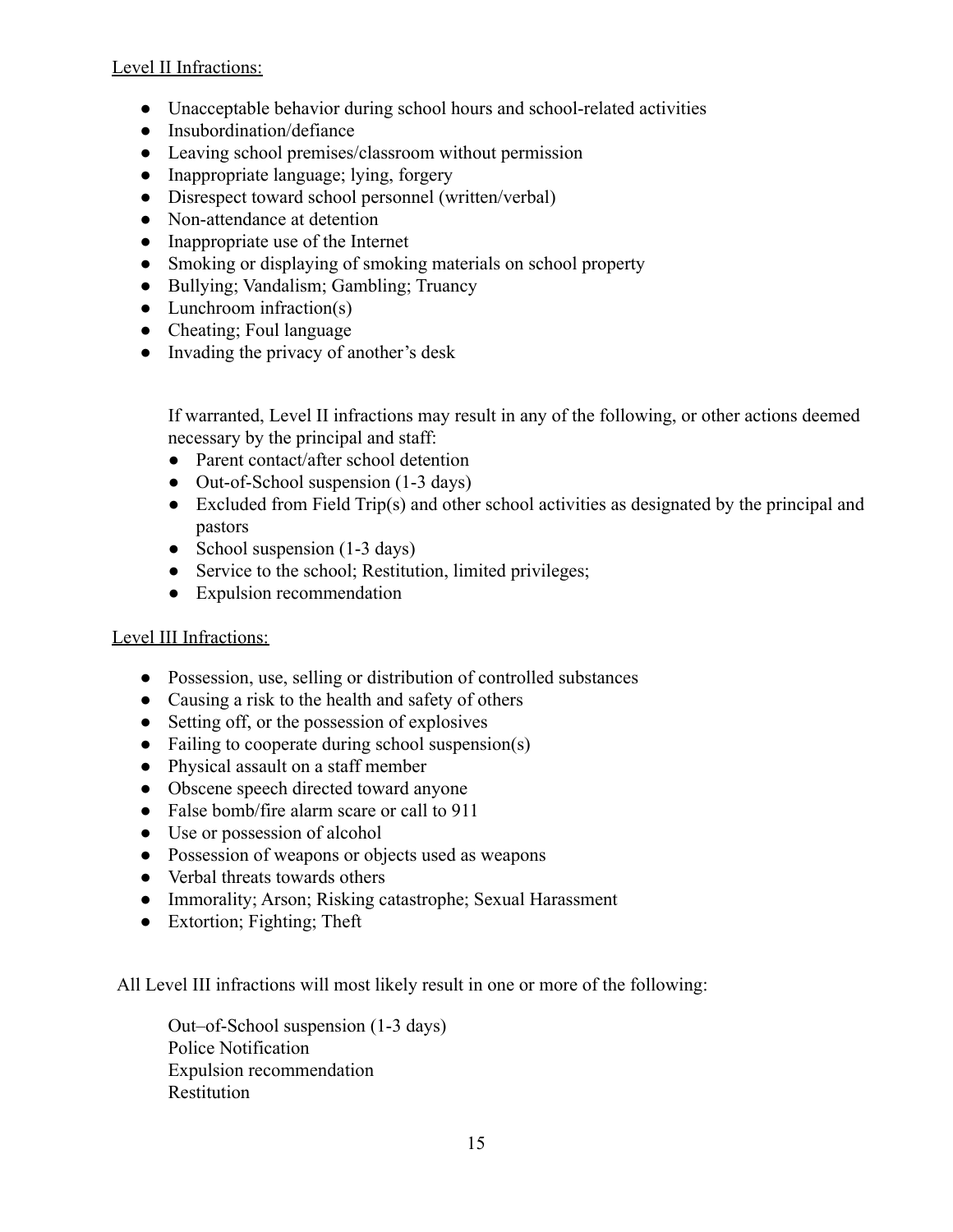Level II Infractions:

- Unacceptable behavior during school hours and school-related activities
- Insubordination/defiance
- Leaving school premises/classroom without permission
- Inappropriate language; lying, forgery
- Disrespect toward school personnel (written/verbal)
- Non-attendance at detention
- Inappropriate use of the Internet
- Smoking or displaying of smoking materials on school property
- Bullying; Vandalism; Gambling; Truancy
- Lunchroom infraction(s)
- Cheating; Foul language
- Invading the privacy of another's desk

If warranted, Level II infractions may result in any of the following, or other actions deemed necessary by the principal and staff:

- Parent contact/after school detention
- Out-of-School suspension (1-3 days)
- Excluded from Field Trip(s) and other school activities as designated by the principal and pastors
- School suspension (1-3 days)
- Service to the school; Restitution, limited privileges;
- Expulsion recommendation

Level III Infractions:

- Possession, use, selling or distribution of controlled substances
- Causing a risk to the health and safety of others
- Setting off, or the possession of explosives
- Failing to cooperate during school suspension(s)
- Physical assault on a staff member
- Obscene speech directed toward anyone
- False bomb/fire alarm scare or call to 911
- Use or possession of alcohol
- Possession of weapons or objects used as weapons
- Verbal threats towards others
- Immorality; Arson; Risking catastrophe; Sexual Harassment
- Extortion; Fighting; Theft

All Level III infractions will most likely result in one or more of the following:

Out–of-School suspension (1-3 days)
Police Notification
Expulsion recommendation
Restitution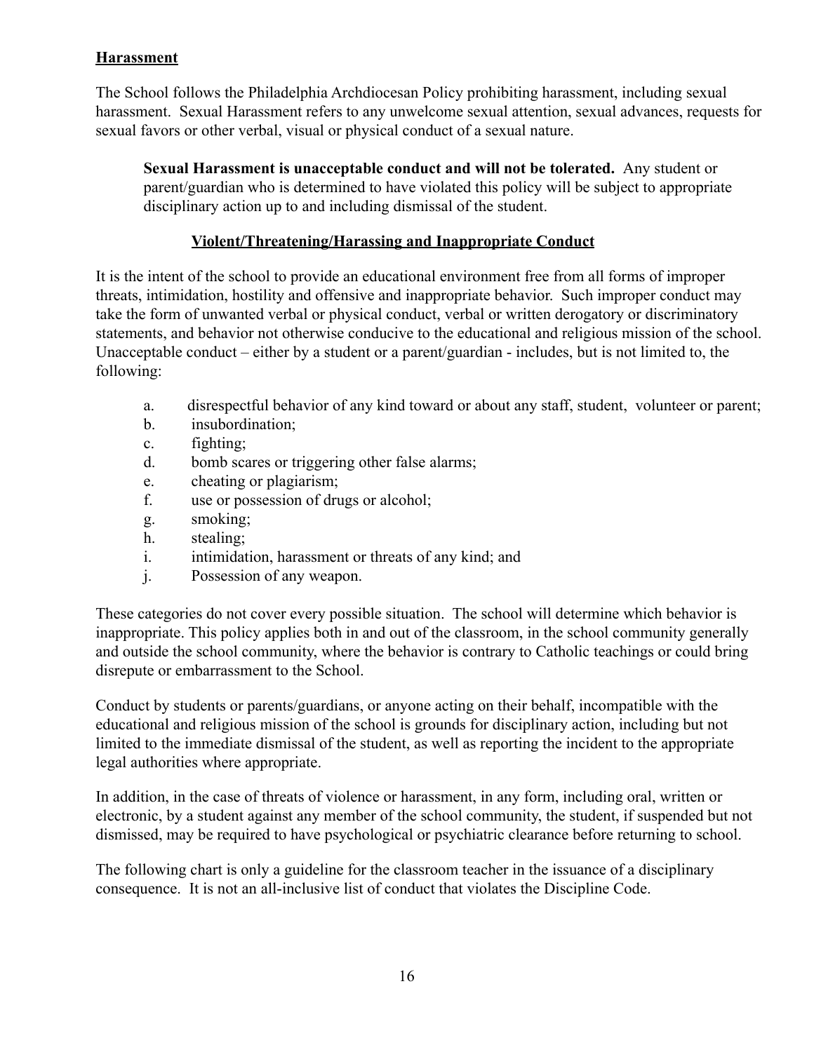## Harassment

The School follows the Philadelphia Archdiocesan Policy prohibiting harassment, including sexual harassment. Sexual Harassment refers to any unwelcome sexual attention, sexual advances, requests for sexual favors or other verbal, visual or physical conduct of a sexual nature.

> **Sexual Harassment is unacceptable conduct and will not be tolerated.** Any student or parent/guardian who is determined to have violated this policy will be subject to appropriate disciplinary action up to and including dismissal of the student.

## Violent/Threatening/Harassing and Inappropriate Conduct

It is the intent of the school to provide an educational environment free from all forms of improper threats, intimidation, hostility and offensive and inappropriate behavior. Such improper conduct may take the form of unwanted verbal or physical conduct, verbal or written derogatory or discriminatory statements, and behavior not otherwise conducive to the educational and religious mission of the school. Unacceptable conduct – either by a student or a parent/guardian - includes, but is not limited to, the following:

a. disrespectful behavior of any kind toward or about any staff, student, volunteer or parent;
b. insubordination;
c. fighting;
d. bomb scares or triggering other false alarms;
e. cheating or plagiarism;
f. use or possession of drugs or alcohol;
g. smoking;
h. stealing;
i. intimidation, harassment or threats of any kind; and
j. Possession of any weapon.

These categories do not cover every possible situation. The school will determine which behavior is inappropriate. This policy applies both in and out of the classroom, in the school community generally and outside the school community, where the behavior is contrary to Catholic teachings or could bring disrepute or embarrassment to the School.

Conduct by students or parents/guardians, or anyone acting on their behalf, incompatible with the educational and religious mission of the school is grounds for disciplinary action, including but not limited to the immediate dismissal of the student, as well as reporting the incident to the appropriate legal authorities where appropriate.

In addition, in the case of threats of violence or harassment, in any form, including oral, written or electronic, by a student against any member of the school community, the student, if suspended but not dismissed, may be required to have psychological or psychiatric clearance before returning to school.

The following chart is only a guideline for the classroom teacher in the issuance of a disciplinary consequence. It is not an all-inclusive list of conduct that violates the Discipline Code.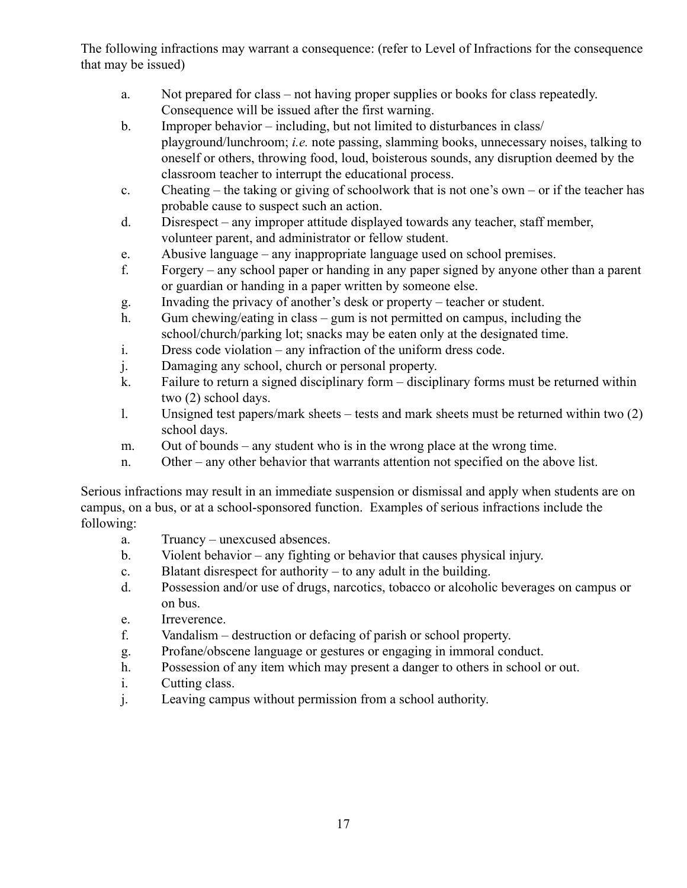The following infractions may warrant a consequence: (refer to Level of Infractions for the consequence that may be issued)

a. Not prepared for class – not having proper supplies or books for class repeatedly. Consequence will be issued after the first warning.
b. Improper behavior – including, but not limited to disturbances in class/ playground/lunchroom; *i.e.* note passing, slamming books, unnecessary noises, talking to oneself or others, throwing food, loud, boisterous sounds, any disruption deemed by the classroom teacher to interrupt the educational process.
c. Cheating – the taking or giving of schoolwork that is not one's own – or if the teacher has probable cause to suspect such an action.
d. Disrespect – any improper attitude displayed towards any teacher, staff member, volunteer parent, and administrator or fellow student.
e. Abusive language – any inappropriate language used on school premises.
f. Forgery – any school paper or handing in any paper signed by anyone other than a parent or guardian or handing in a paper written by someone else.
g. Invading the privacy of another's desk or property – teacher or student.
h. Gum chewing/eating in class – gum is not permitted on campus, including the school/church/parking lot; snacks may be eaten only at the designated time.
i. Dress code violation – any infraction of the uniform dress code.
j. Damaging any school, church or personal property.
k. Failure to return a signed disciplinary form – disciplinary forms must be returned within two (2) school days.
l. Unsigned test papers/mark sheets – tests and mark sheets must be returned within two (2) school days.
m. Out of bounds – any student who is in the wrong place at the wrong time.
n. Other – any other behavior that warrants attention not specified on the above list.

Serious infractions may result in an immediate suspension or dismissal and apply when students are on campus, on a bus, or at a school-sponsored function. Examples of serious infractions include the following:

a. Truancy – unexcused absences.
b. Violent behavior – any fighting or behavior that causes physical injury.
c. Blatant disrespect for authority – to any adult in the building.
d. Possession and/or use of drugs, narcotics, tobacco or alcoholic beverages on campus or on bus.
e. Irreverence.
f. Vandalism – destruction or defacing of parish or school property.
g. Profane/obscene language or gestures or engaging in immoral conduct.
h. Possession of any item which may present a danger to others in school or out.
i. Cutting class.
j. Leaving campus without permission from a school authority.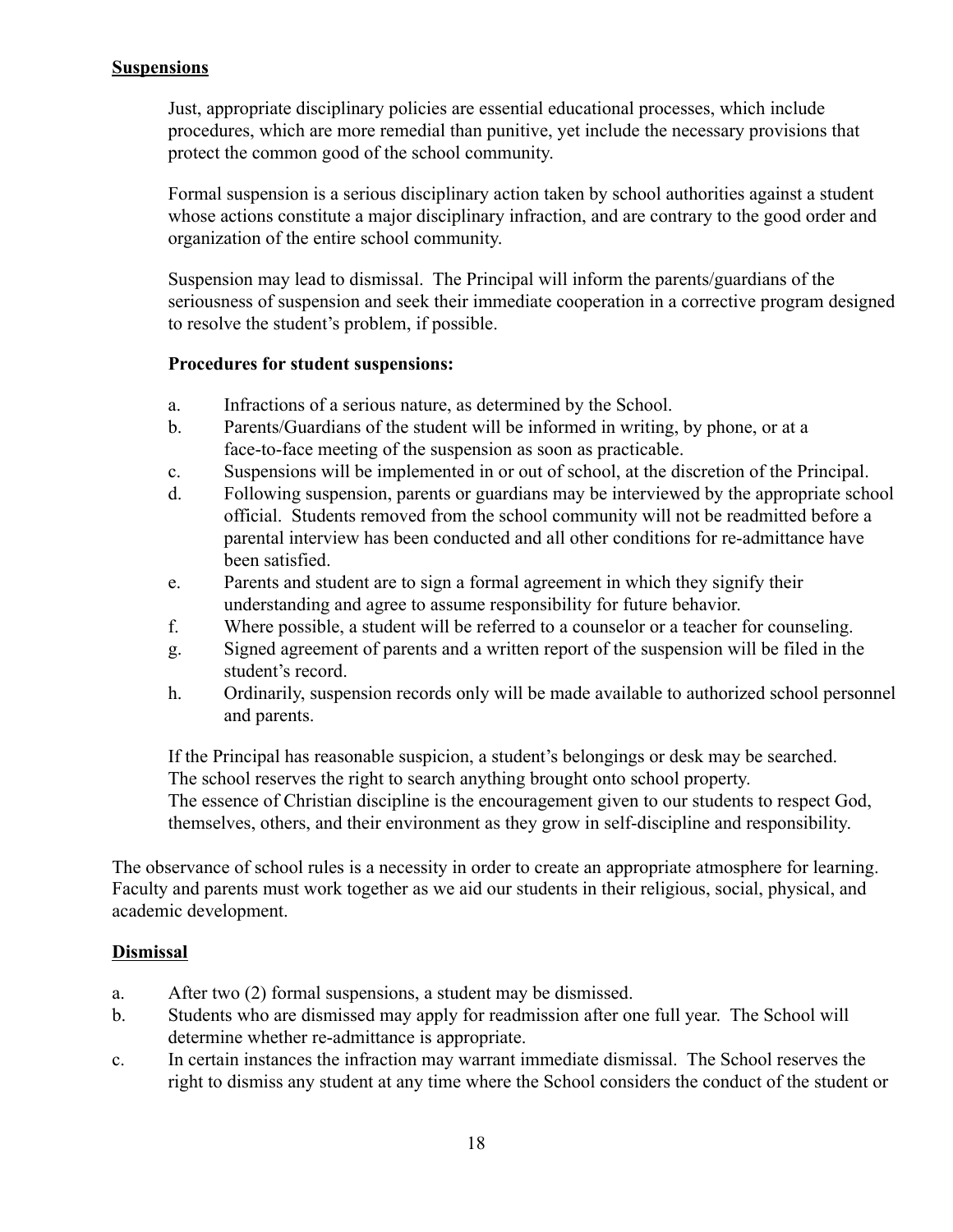## **Suspensions**

Just, appropriate disciplinary policies are essential educational processes, which include procedures, which are more remedial than punitive, yet include the necessary provisions that protect the common good of the school community.

Formal suspension is a serious disciplinary action taken by school authorities against a student whose actions constitute a major disciplinary infraction, and are contrary to the good order and organization of the entire school community.

Suspension may lead to dismissal. The Principal will inform the parents/guardians of the seriousness of suspension and seek their immediate cooperation in a corrective program designed to resolve the student's problem, if possible.

**Procedures for student suspensions:**

a. Infractions of a serious nature, as determined by the School.
b. Parents/Guardians of the student will be informed in writing, by phone, or at a face-to-face meeting of the suspension as soon as practicable.
c. Suspensions will be implemented in or out of school, at the discretion of the Principal.
d. Following suspension, parents or guardians may be interviewed by the appropriate school official. Students removed from the school community will not be readmitted before a parental interview has been conducted and all other conditions for re-admittance have been satisfied.
e. Parents and student are to sign a formal agreement in which they signify their understanding and agree to assume responsibility for future behavior.
f. Where possible, a student will be referred to a counselor or a teacher for counseling.
g. Signed agreement of parents and a written report of the suspension will be filed in the student's record.
h. Ordinarily, suspension records only will be made available to authorized school personnel and parents.

If the Principal has reasonable suspicion, a student's belongings or desk may be searched.
The school reserves the right to search anything brought onto school property.
The essence of Christian discipline is the encouragement given to our students to respect God, themselves, others, and their environment as they grow in self-discipline and responsibility.

The observance of school rules is a necessity in order to create an appropriate atmosphere for learning. Faculty and parents must work together as we aid our students in their religious, social, physical, and academic development.

## **Dismissal**

a. After two (2) formal suspensions, a student may be dismissed.
b. Students who are dismissed may apply for readmission after one full year. The School will determine whether re-admittance is appropriate.
c. In certain instances the infraction may warrant immediate dismissal. The School reserves the right to dismiss any student at any time where the School considers the conduct of the student or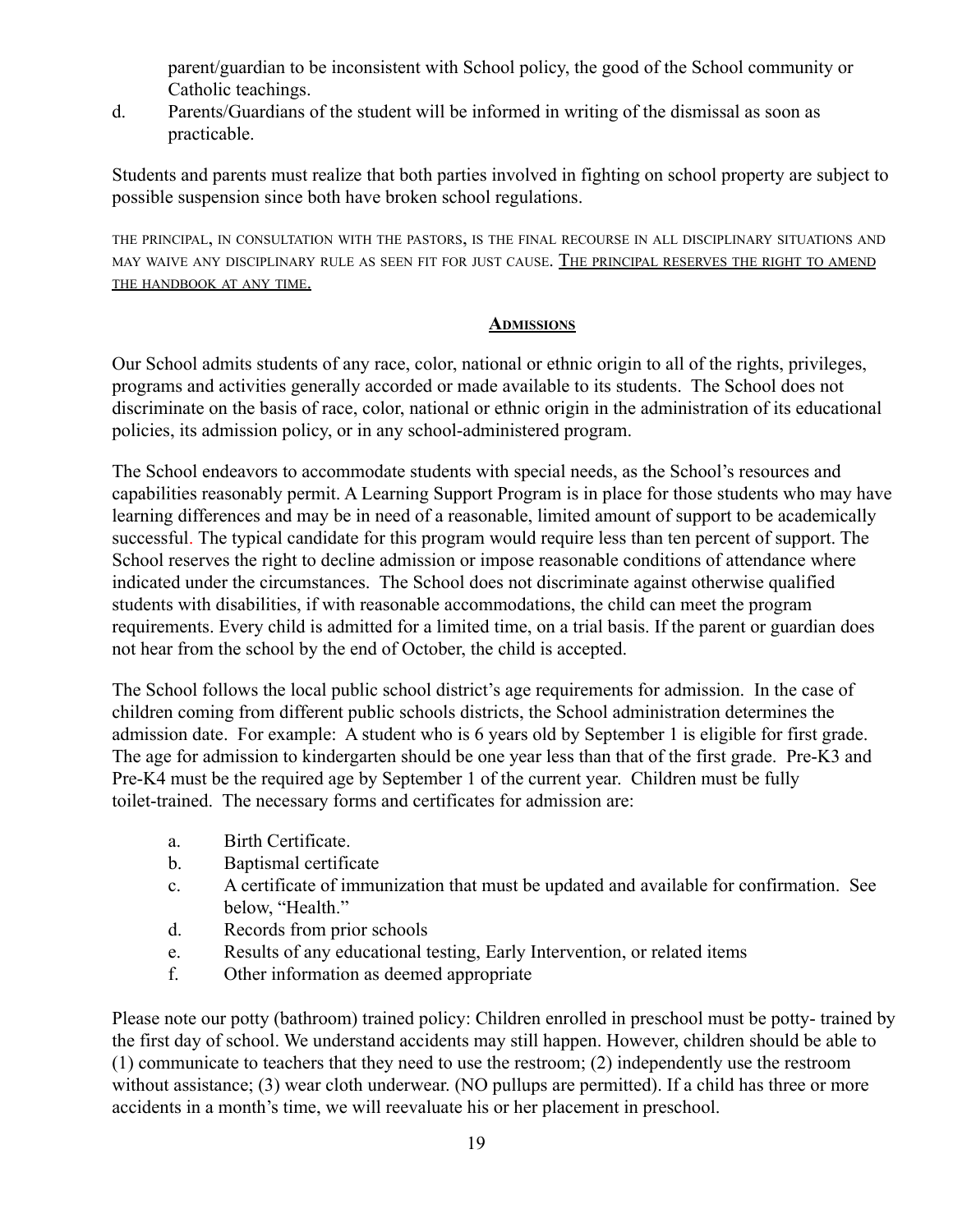parent/guardian to be inconsistent with School policy, the good of the School community or Catholic teachings.

d. Parents/Guardians of the student will be informed in writing of the dismissal as soon as practicable.

Students and parents must realize that both parties involved in fighting on school property are subject to possible suspension since both have broken school regulations.

THE PRINCIPAL, IN CONSULTATION WITH THE PASTORS, IS THE FINAL RECOURSE IN ALL DISCIPLINARY SITUATIONS AND MAY WAIVE ANY DISCIPLINARY RULE AS SEEN FIT FOR JUST CAUSE. <u>THE PRINCIPAL RESERVES THE RIGHT TO AMEND THE HANDBOOK AT ANY TIME.</u>

## ADMISSIONS

Our School admits students of any race, color, national or ethnic origin to all of the rights, privileges, programs and activities generally accorded or made available to its students. The School does not discriminate on the basis of race, color, national or ethnic origin in the administration of its educational policies, its admission policy, or in any school-administered program.

The School endeavors to accommodate students with special needs, as the School's resources and capabilities reasonably permit. A Learning Support Program is in place for those students who may have learning differences and may be in need of a reasonable, limited amount of support to be academically successful. The typical candidate for this program would require less than ten percent of support. The School reserves the right to decline admission or impose reasonable conditions of attendance where indicated under the circumstances. The School does not discriminate against otherwise qualified students with disabilities, if with reasonable accommodations, the child can meet the program requirements. Every child is admitted for a limited time, on a trial basis. If the parent or guardian does not hear from the school by the end of October, the child is accepted.

The School follows the local public school district's age requirements for admission. In the case of children coming from different public schools districts, the School administration determines the admission date. For example: A student who is 6 years old by September 1 is eligible for first grade. The age for admission to kindergarten should be one year less than that of the first grade. Pre-K3 and Pre-K4 must be the required age by September 1 of the current year. Children must be fully toilet-trained. The necessary forms and certificates for admission are:

a. Birth Certificate.
b. Baptismal certificate
c. A certificate of immunization that must be updated and available for confirmation. See below, "Health."
d. Records from prior schools
e. Results of any educational testing, Early Intervention, or related items
f. Other information as deemed appropriate

Please note our potty (bathroom) trained policy: Children enrolled in preschool must be potty- trained by the first day of school. We understand accidents may still happen. However, children should be able to (1) communicate to teachers that they need to use the restroom; (2) independently use the restroom without assistance; (3) wear cloth underwear. (NO pullups are permitted). If a child has three or more accidents in a month's time, we will reevaluate his or her placement in preschool.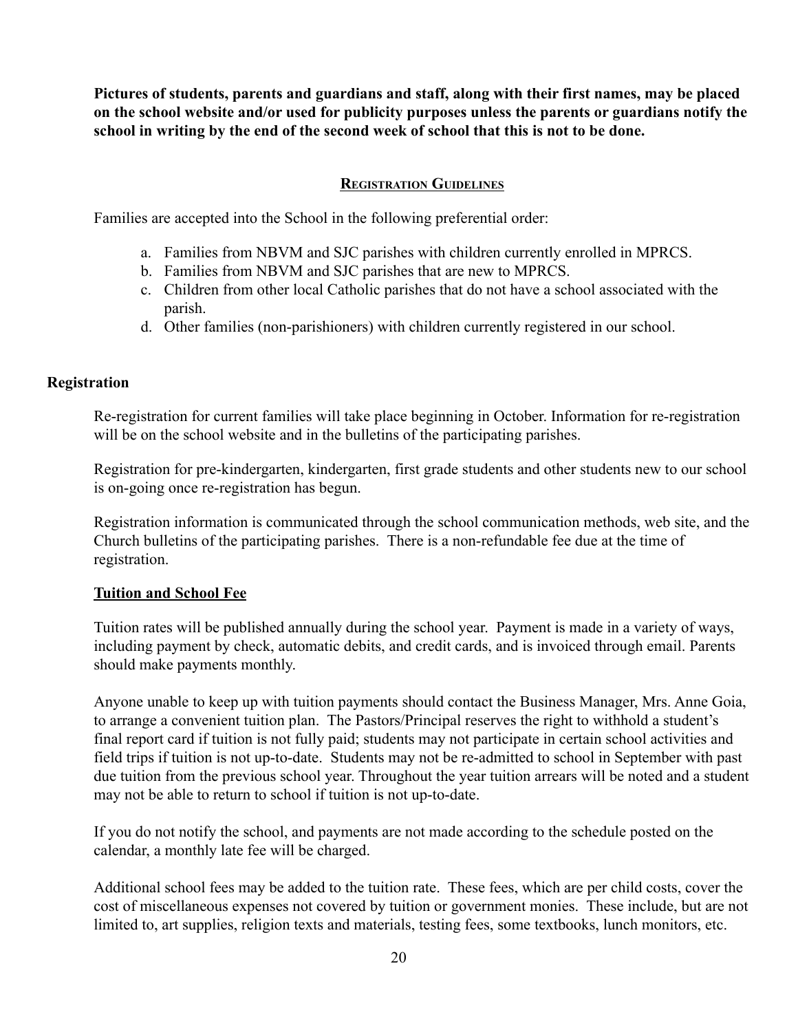**Pictures of students, parents and guardians and staff, along with their first names, may be placed on the school website and/or used for publicity purposes unless the parents or guardians notify the school in writing by the end of the second week of school that this is not to be done.**

## Registration Guidelines

Families are accepted into the School in the following preferential order:

a. Families from NBVM and SJC parishes with children currently enrolled in MPRCS.
b. Families from NBVM and SJC parishes that are new to MPRCS.
c. Children from other local Catholic parishes that do not have a school associated with the parish.
d. Other families (non-parishioners) with children currently registered in our school.

### Registration

Re-registration for current families will take place beginning in October. Information for re-registration will be on the school website and in the bulletins of the participating parishes.

Registration for pre-kindergarten, kindergarten, first grade students and other students new to our school is on-going once re-registration has begun.

Registration information is communicated through the school communication methods, web site, and the Church bulletins of the participating parishes. There is a non-refundable fee due at the time of registration.

#### Tuition and School Fee

Tuition rates will be published annually during the school year. Payment is made in a variety of ways, including payment by check, automatic debits, and credit cards, and is invoiced through email. Parents should make payments monthly.

Anyone unable to keep up with tuition payments should contact the Business Manager, Mrs. Anne Goia, to arrange a convenient tuition plan. The Pastors/Principal reserves the right to withhold a student's final report card if tuition is not fully paid; students may not participate in certain school activities and field trips if tuition is not up-to-date. Students may not be re-admitted to school in September with past due tuition from the previous school year. Throughout the year tuition arrears will be noted and a student may not be able to return to school if tuition is not up-to-date.

If you do not notify the school, and payments are not made according to the schedule posted on the calendar, a monthly late fee will be charged.

Additional school fees may be added to the tuition rate. These fees, which are per child costs, cover the cost of miscellaneous expenses not covered by tuition or government monies. These include, but are not limited to, art supplies, religion texts and materials, testing fees, some textbooks, lunch monitors, etc.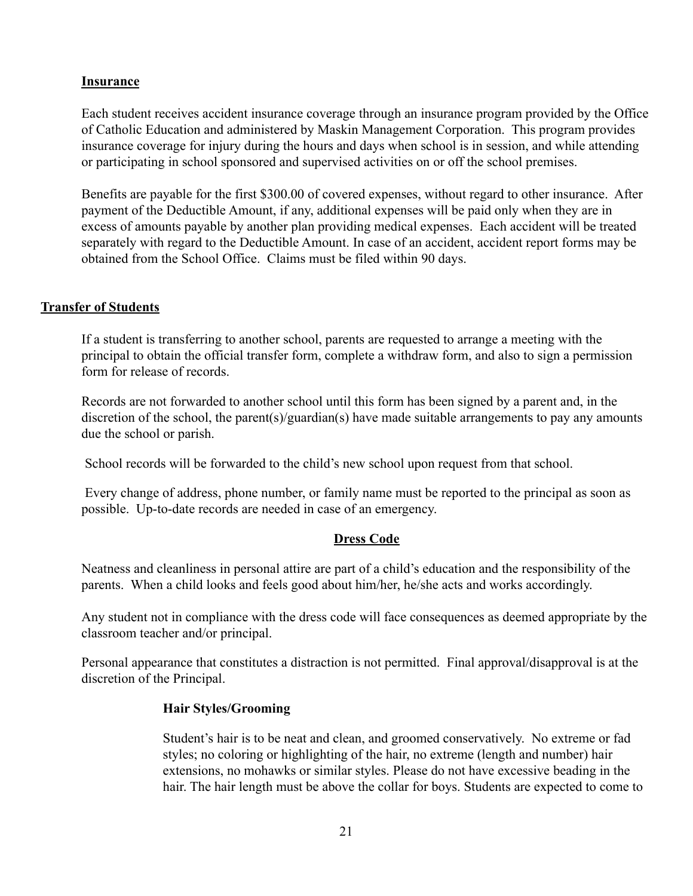### Insurance

Each student receives accident insurance coverage through an insurance program provided by the Office of Catholic Education and administered by Maskin Management Corporation. This program provides insurance coverage for injury during the hours and days when school is in session, and while attending or participating in school sponsored and supervised activities on or off the school premises.

Benefits are payable for the first $300.00 of covered expenses, without regard to other insurance. After payment of the Deductible Amount, if any, additional expenses will be paid only when they are in excess of amounts payable by another plan providing medical expenses. Each accident will be treated separately with regard to the Deductible Amount. In case of an accident, accident report forms may be obtained from the School Office. Claims must be filed within 90 days.

## Transfer of Students

If a student is transferring to another school, parents are requested to arrange a meeting with the principal to obtain the official transfer form, complete a withdraw form, and also to sign a permission form for release of records.

Records are not forwarded to another school until this form has been signed by a parent and, in the discretion of the school, the parent(s)/guardian(s) have made suitable arrangements to pay any amounts due the school or parish.

School records will be forwarded to the child's new school upon request from that school.

Every change of address, phone number, or family name must be reported to the principal as soon as possible. Up-to-date records are needed in case of an emergency.

## Dress Code

Neatness and cleanliness in personal attire are part of a child's education and the responsibility of the parents. When a child looks and feels good about him/her, he/she acts and works accordingly.

Any student not in compliance with the dress code will face consequences as deemed appropriate by the classroom teacher and/or principal.

Personal appearance that constitutes a distraction is not permitted. Final approval/disapproval is at the discretion of the Principal.

### Hair Styles/Grooming

Student's hair is to be neat and clean, and groomed conservatively. No extreme or fad styles; no coloring or highlighting of the hair, no extreme (length and number) hair extensions, no mohawks or similar styles. Please do not have excessive beading in the hair. The hair length must be above the collar for boys. Students are expected to come to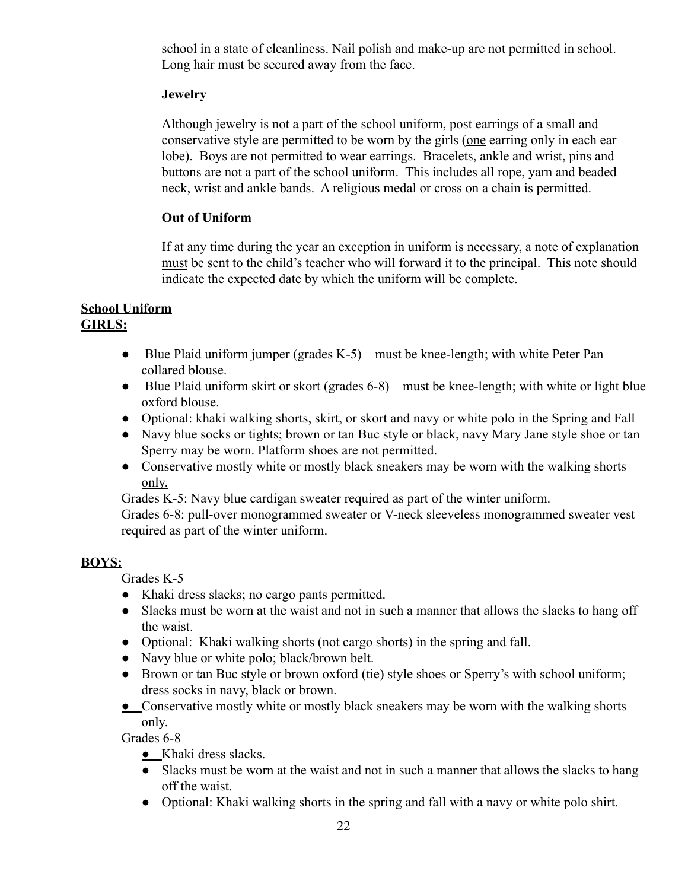school in a state of cleanliness. Nail polish and make-up are not permitted in school. Long hair must be secured away from the face.

**Jewelry**

Although jewelry is not a part of the school uniform, post earrings of a small and conservative style are permitted to be worn by the girls (one earring only in each ear lobe). Boys are not permitted to wear earrings. Bracelets, ankle and wrist, pins and buttons are not a part of the school uniform. This includes all rope, yarn and beaded neck, wrist and ankle bands. A religious medal or cross on a chain is permitted.

**Out of Uniform**

If at any time during the year an exception in uniform is necessary, a note of explanation must be sent to the child's teacher who will forward it to the principal. This note should indicate the expected date by which the uniform will be complete.

**School Uniform**

**GIRLS:**

- Blue Plaid uniform jumper (grades K-5) – must be knee-length; with white Peter Pan collared blouse.
- Blue Plaid uniform skirt or skort (grades 6-8) – must be knee-length; with white or light blue oxford blouse.
- Optional: khaki walking shorts, skirt, or skort and navy or white polo in the Spring and Fall
- Navy blue socks or tights; brown or tan Buc style or black, navy Mary Jane style shoe or tan Sperry may be worn. Platform shoes are not permitted.
- Conservative mostly white or mostly black sneakers may be worn with the walking shorts only.

Grades K-5: Navy blue cardigan sweater required as part of the winter uniform.
Grades 6-8: pull-over monogrammed sweater or V-neck sleeveless monogrammed sweater vest required as part of the winter uniform.

**BOYS:**

Grades K-5

- Khaki dress slacks; no cargo pants permitted.
- Slacks must be worn at the waist and not in such a manner that allows the slacks to hang off the waist.
- Optional: Khaki walking shorts (not cargo shorts) in the spring and fall.
- Navy blue or white polo; black/brown belt.
- Brown or tan Buc style or brown oxford (tie) style shoes or Sperry's with school uniform; dress socks in navy, black or brown.
- Conservative mostly white or mostly black sneakers may be worn with the walking shorts only.

Grades 6-8

- Khaki dress slacks.
- Slacks must be worn at the waist and not in such a manner that allows the slacks to hang off the waist.
- Optional: Khaki walking shorts in the spring and fall with a navy or white polo shirt.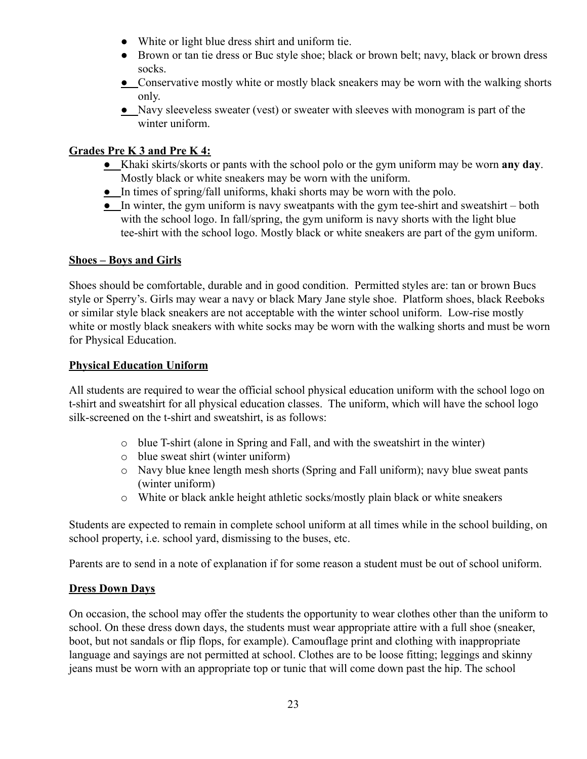- White or light blue dress shirt and uniform tie.
- Brown or tan tie dress or Buc style shoe; black or brown belt; navy, black or brown dress socks.
- Conservative mostly white or mostly black sneakers may be worn with the walking shorts only.
- Navy sleeveless sweater (vest) or sweater with sleeves with monogram is part of the winter uniform.

### Grades Pre K 3 and Pre K 4:

- Khaki skirts/skorts or pants with the school polo or the gym uniform may be worn **any day**. Mostly black or white sneakers may be worn with the uniform.
- In times of spring/fall uniforms, khaki shorts may be worn with the polo.
- In winter, the gym uniform is navy sweatpants with the gym tee-shirt and sweatshirt – both with the school logo. In fall/spring, the gym uniform is navy shorts with the light blue tee-shirt with the school logo. Mostly black or white sneakers are part of the gym uniform.

### Shoes – Boys and Girls

Shoes should be comfortable, durable and in good condition. Permitted styles are: tan or brown Bucs style or Sperry's. Girls may wear a navy or black Mary Jane style shoe. Platform shoes, black Reeboks or similar style black sneakers are not acceptable with the winter school uniform. Low-rise mostly white or mostly black sneakers with white socks may be worn with the walking shorts and must be worn for Physical Education.

### Physical Education Uniform

All students are required to wear the official school physical education uniform with the school logo on t-shirt and sweatshirt for all physical education classes. The uniform, which will have the school logo silk-screened on the t-shirt and sweatshirt, is as follows:

- blue T-shirt (alone in Spring and Fall, and with the sweatshirt in the winter)
- blue sweat shirt (winter uniform)
- Navy blue knee length mesh shorts (Spring and Fall uniform); navy blue sweat pants (winter uniform)
- White or black ankle height athletic socks/mostly plain black or white sneakers

Students are expected to remain in complete school uniform at all times while in the school building, on school property, i.e. school yard, dismissing to the buses, etc.

Parents are to send in a note of explanation if for some reason a student must be out of school uniform.

### Dress Down Days

On occasion, the school may offer the students the opportunity to wear clothes other than the uniform to school. On these dress down days, the students must wear appropriate attire with a full shoe (sneaker, boot, but not sandals or flip flops, for example). Camouflage print and clothing with inappropriate language and sayings are not permitted at school. Clothes are to be loose fitting; leggings and skinny jeans must be worn with an appropriate top or tunic that will come down past the hip. The school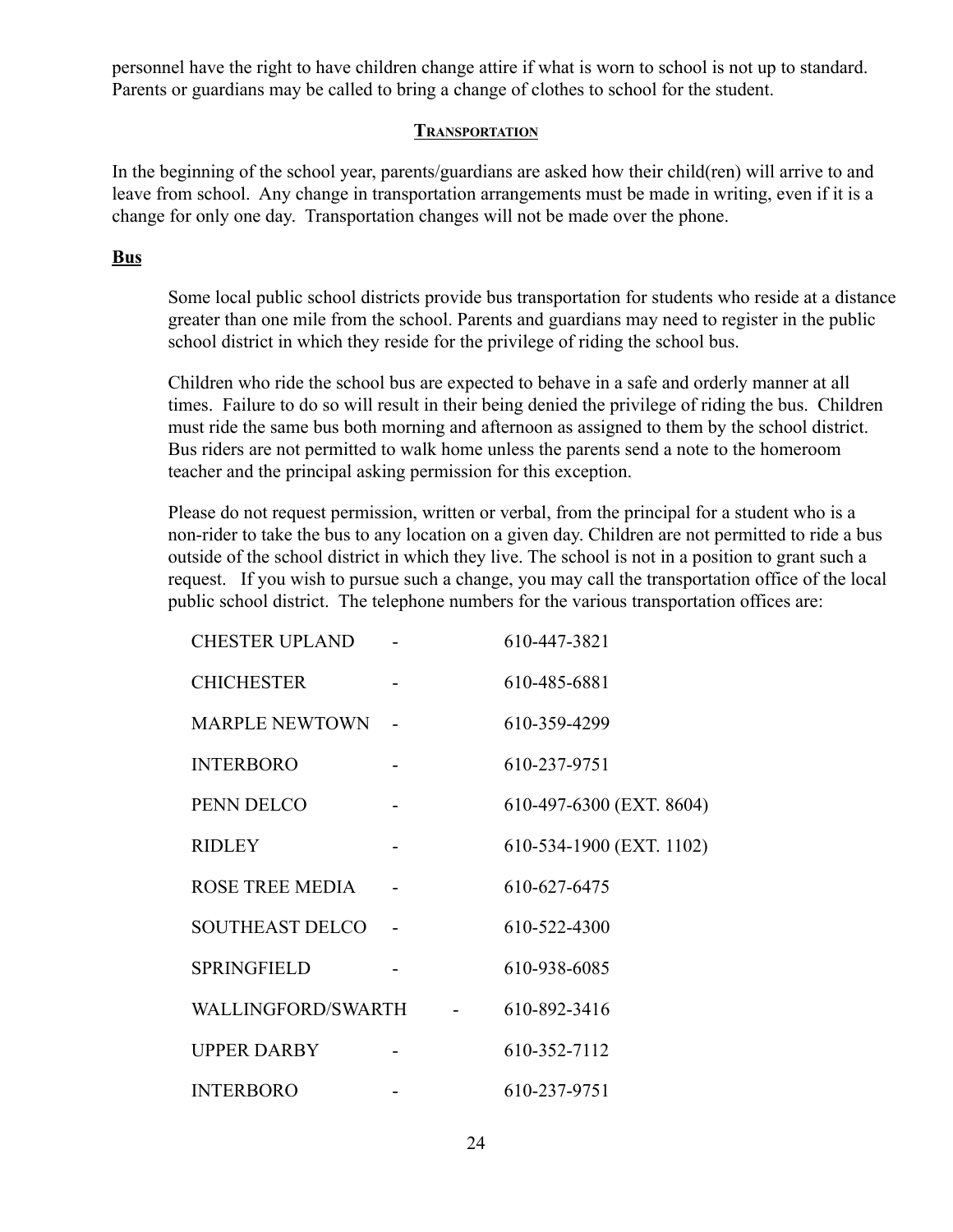personnel have the right to have children change attire if what is worn to school is not up to standard. Parents or guardians may be called to bring a change of clothes to school for the student.

## Transportation

In the beginning of the school year, parents/guardians are asked how their child(ren) will arrive to and leave from school. Any change in transportation arrangements must be made in writing, even if it is a change for only one day. Transportation changes will not be made over the phone.

### Bus

Some local public school districts provide bus transportation for students who reside at a distance greater than one mile from the school. Parents and guardians may need to register in the public school district in which they reside for the privilege of riding the school bus.

Children who ride the school bus are expected to behave in a safe and orderly manner at all times. Failure to do so will result in their being denied the privilege of riding the bus. Children must ride the same bus both morning and afternoon as assigned to them by the school district. Bus riders are not permitted to walk home unless the parents send a note to the homeroom teacher and the principal asking permission for this exception.

Please do not request permission, written or verbal, from the principal for a student who is a non-rider to take the bus to any location on a given day. Children are not permitted to ride a bus outside of the school district in which they live. The school is not in a position to grant such a request. If you wish to pursue such a change, you may call the transportation office of the local public school district. The telephone numbers for the various transportation offices are:

| District | | Phone |
|---|---|---|
| CHESTER UPLAND | - | 610-447-3821 |
| CHICHESTER | - | 610-485-6881 |
| MARPLE NEWTOWN | - | 610-359-4299 |
| INTERBORO | - | 610-237-9751 |
| PENN DELCO | - | 610-497-6300 (EXT. 8604) |
| RIDLEY | - | 610-534-1900 (EXT. 1102) |
| ROSE TREE MEDIA | - | 610-627-6475 |
| SOUTHEAST DELCO | - | 610-522-4300 |
| SPRINGFIELD | - | 610-938-6085 |
| WALLINGFORD/SWARTH | - | 610-892-3416 |
| UPPER DARBY | - | 610-352-7112 |
| INTERBORO | - | 610-237-9751 |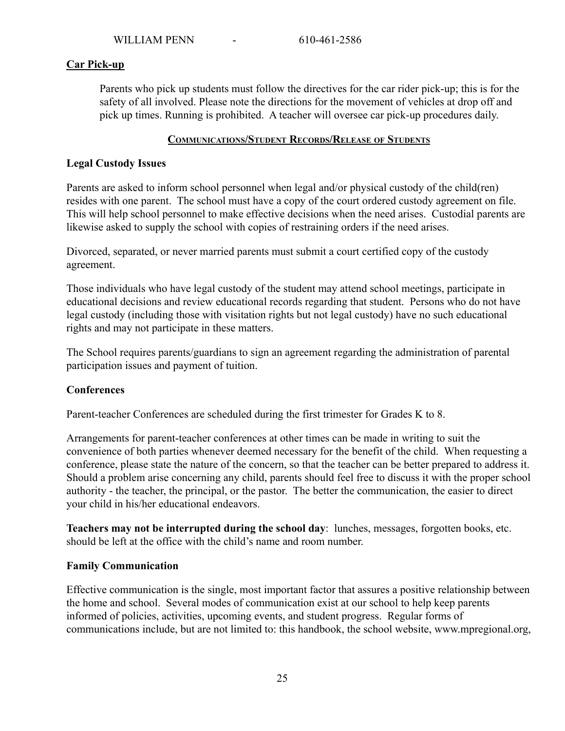WILLIAM PENN - 610-461-2586

**Car Pick-up**

Parents who pick up students must follow the directives for the car rider pick-up; this is for the safety of all involved. Please note the directions for the movement of vehicles at drop off and pick up times. Running is prohibited. A teacher will oversee car pick-up procedures daily.

## COMMUNICATIONS/STUDENT RECORDS/RELEASE OF STUDENTS

### Legal Custody Issues

Parents are asked to inform school personnel when legal and/or physical custody of the child(ren) resides with one parent. The school must have a copy of the court ordered custody agreement on file. This will help school personnel to make effective decisions when the need arises. Custodial parents are likewise asked to supply the school with copies of restraining orders if the need arises.

Divorced, separated, or never married parents must submit a court certified copy of the custody agreement.

Those individuals who have legal custody of the student may attend school meetings, participate in educational decisions and review educational records regarding that student. Persons who do not have legal custody (including those with visitation rights but not legal custody) have no such educational rights and may not participate in these matters.

The School requires parents/guardians to sign an agreement regarding the administration of parental participation issues and payment of tuition.

### Conferences

Parent-teacher Conferences are scheduled during the first trimester for Grades K to 8.

Arrangements for parent-teacher conferences at other times can be made in writing to suit the convenience of both parties whenever deemed necessary for the benefit of the child. When requesting a conference, please state the nature of the concern, so that the teacher can be better prepared to address it. Should a problem arise concerning any child, parents should feel free to discuss it with the proper school authority - the teacher, the principal, or the pastor. The better the communication, the easier to direct your child in his/her educational endeavors.

**Teachers may not be interrupted during the school day**: lunches, messages, forgotten books, etc. should be left at the office with the child's name and room number.

### Family Communication

Effective communication is the single, most important factor that assures a positive relationship between the home and school. Several modes of communication exist at our school to help keep parents informed of policies, activities, upcoming events, and student progress. Regular forms of communications include, but are not limited to: this handbook, the school website, www.mpregional.org,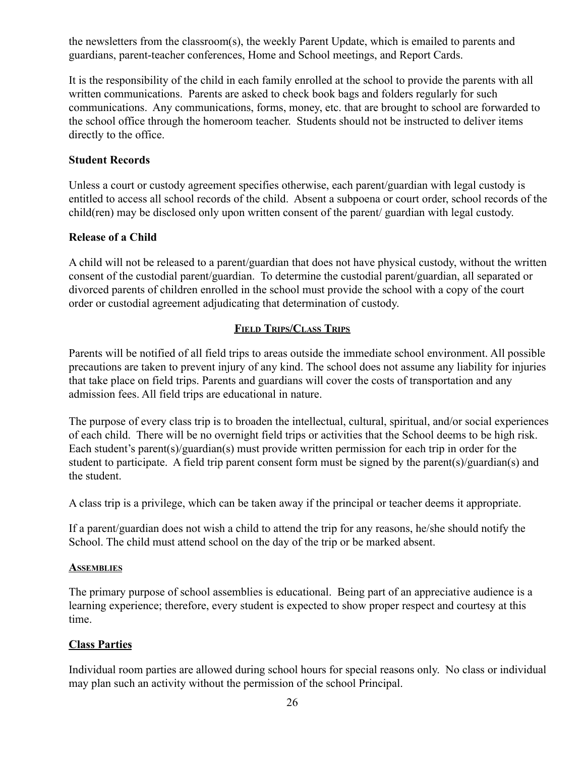the newsletters from the classroom(s), the weekly Parent Update, which is emailed to parents and guardians, parent-teacher conferences, Home and School meetings, and Report Cards.

It is the responsibility of the child in each family enrolled at the school to provide the parents with all written communications. Parents are asked to check book bags and folders regularly for such communications. Any communications, forms, money, etc. that are brought to school are forwarded to the school office through the homeroom teacher. Students should not be instructed to deliver items directly to the office.

**Student Records**

Unless a court or custody agreement specifies otherwise, each parent/guardian with legal custody is entitled to access all school records of the child. Absent a subpoena or court order, school records of the child(ren) may be disclosed only upon written consent of the parent/ guardian with legal custody.

**Release of a Child**

A child will not be released to a parent/guardian that does not have physical custody, without the written consent of the custodial parent/guardian. To determine the custodial parent/guardian, all separated or divorced parents of children enrolled in the school must provide the school with a copy of the court order or custodial agreement adjudicating that determination of custody.

## **Field Trips/Class Trips**

Parents will be notified of all field trips to areas outside the immediate school environment. All possible precautions are taken to prevent injury of any kind. The school does not assume any liability for injuries that take place on field trips. Parents and guardians will cover the costs of transportation and any admission fees. All field trips are educational in nature.

The purpose of every class trip is to broaden the intellectual, cultural, spiritual, and/or social experiences of each child. There will be no overnight field trips or activities that the School deems to be high risk. Each student's parent(s)/guardian(s) must provide written permission for each trip in order for the student to participate. A field trip parent consent form must be signed by the parent(s)/guardian(s) and the student.

A class trip is a privilege, which can be taken away if the principal or teacher deems it appropriate.

If a parent/guardian does not wish a child to attend the trip for any reasons, he/she should notify the School. The child must attend school on the day of the trip or be marked absent.

**Assemblies**

The primary purpose of school assemblies is educational. Being part of an appreciative audience is a learning experience; therefore, every student is expected to show proper respect and courtesy at this time.

**Class Parties**

Individual room parties are allowed during school hours for special reasons only. No class or individual may plan such an activity without the permission of the school Principal.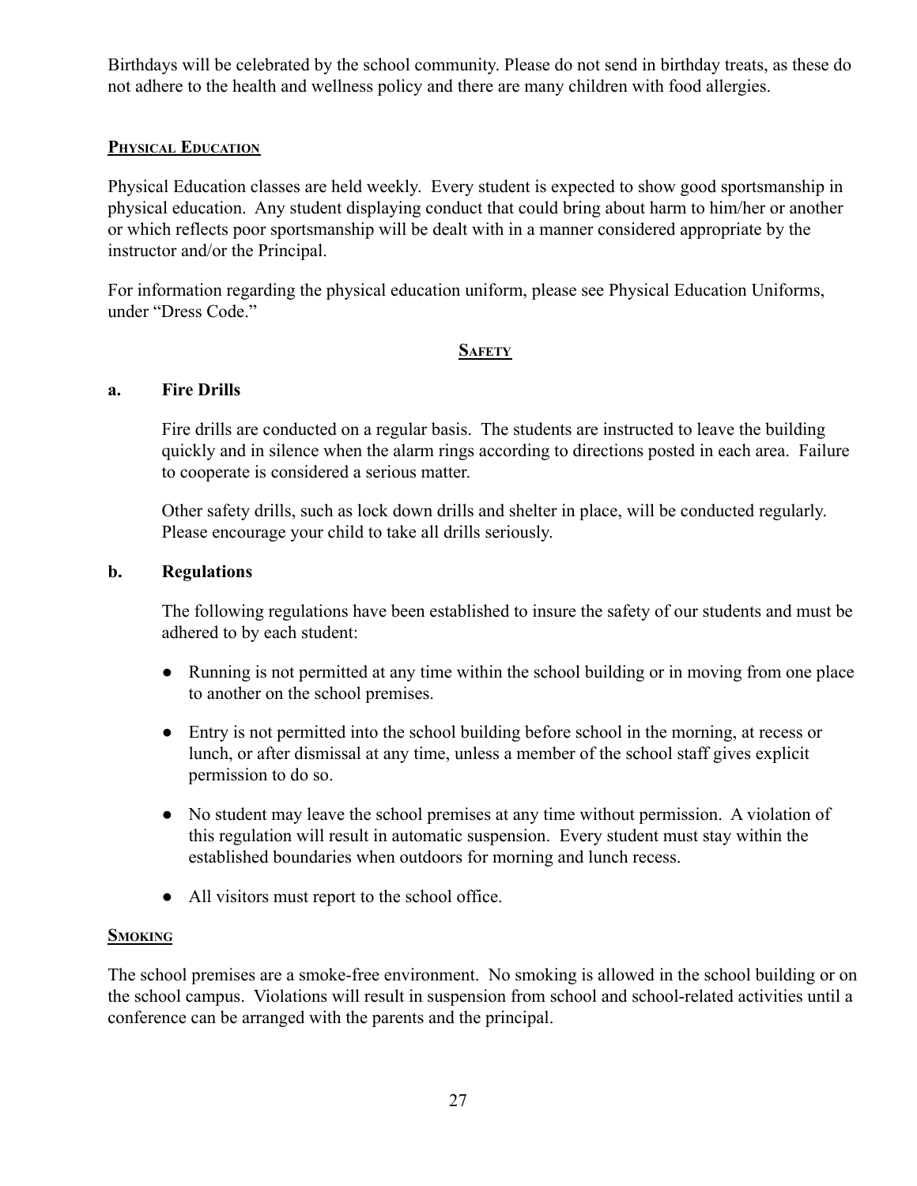Birthdays will be celebrated by the school community. Please do not send in birthday treats, as these do not adhere to the health and wellness policy and there are many children with food allergies.

## Physical Education

Physical Education classes are held weekly. Every student is expected to show good sportsmanship in physical education. Any student displaying conduct that could bring about harm to him/her or another or which reflects poor sportsmanship will be dealt with in a manner considered appropriate by the instructor and/or the Principal.

For information regarding the physical education uniform, please see Physical Education Uniforms, under "Dress Code."

## Safety

### a. Fire Drills

Fire drills are conducted on a regular basis. The students are instructed to leave the building quickly and in silence when the alarm rings according to directions posted in each area. Failure to cooperate is considered a serious matter.

Other safety drills, such as lock down drills and shelter in place, will be conducted regularly. Please encourage your child to take all drills seriously.

### b. Regulations

The following regulations have been established to insure the safety of our students and must be adhered to by each student:

- Running is not permitted at any time within the school building or in moving from one place to another on the school premises.
- Entry is not permitted into the school building before school in the morning, at recess or lunch, or after dismissal at any time, unless a member of the school staff gives explicit permission to do so.
- No student may leave the school premises at any time without permission. A violation of this regulation will result in automatic suspension. Every student must stay within the established boundaries when outdoors for morning and lunch recess.
- All visitors must report to the school office.

## Smoking

The school premises are a smoke-free environment. No smoking is allowed in the school building or on the school campus. Violations will result in suspension from school and school-related activities until a conference can be arranged with the parents and the principal.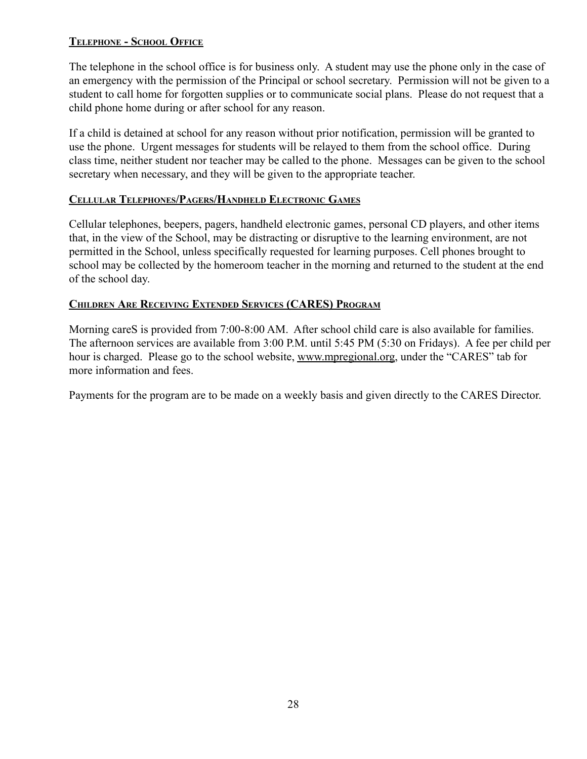### Telephone - School Office

The telephone in the school office is for business only. A student may use the phone only in the case of an emergency with the permission of the Principal or school secretary. Permission will not be given to a student to call home for forgotten supplies or to communicate social plans. Please do not request that a child phone home during or after school for any reason.

If a child is detained at school for any reason without prior notification, permission will be granted to use the phone. Urgent messages for students will be relayed to them from the school office. During class time, neither student nor teacher may be called to the phone. Messages can be given to the school secretary when necessary, and they will be given to the appropriate teacher.

### Cellular Telephones/Pagers/Handheld Electronic Games

Cellular telephones, beepers, pagers, handheld electronic games, personal CD players, and other items that, in the view of the School, may be distracting or disruptive to the learning environment, are not permitted in the School, unless specifically requested for learning purposes. Cell phones brought to school may be collected by the homeroom teacher in the morning and returned to the student at the end of the school day.

### Children Are Receiving Extended Services (CARES) Program

Morning careS is provided from 7:00-8:00 AM. After school child care is also available for families. The afternoon services are available from 3:00 P.M. until 5:45 PM (5:30 on Fridays). A fee per child per hour is charged. Please go to the school website, www.mpregional.org, under the "CARES" tab for more information and fees.

Payments for the program are to be made on a weekly basis and given directly to the CARES Director.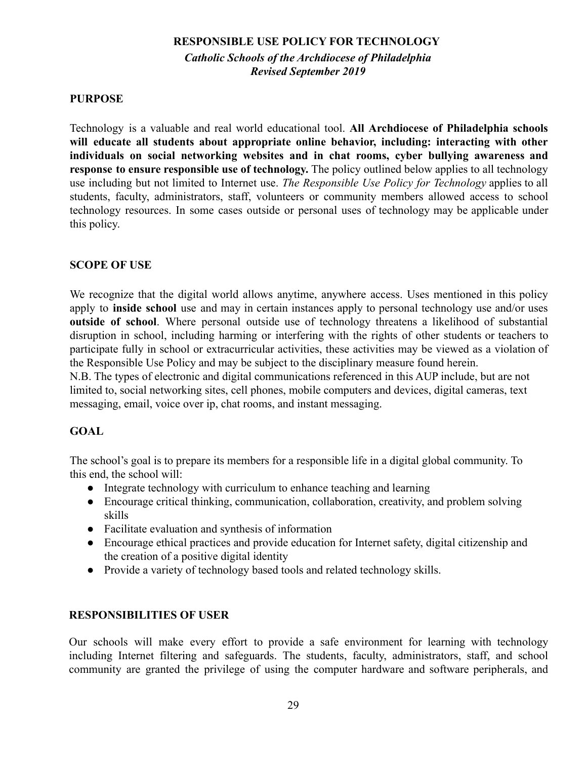# RESPONSIBLE USE POLICY FOR TECHNOLOGY

***Catholic Schools of the Archdiocese of Philadelphia***
***Revised September 2019***

## PURPOSE

Technology is a valuable and real world educational tool. **All Archdiocese of Philadelphia schools will educate all students about appropriate online behavior, including: interacting with other individuals on social networking websites and in chat rooms, cyber bullying awareness and response to ensure responsible use of technology.** The policy outlined below applies to all technology use including but not limited to Internet use. *The Responsible Use Policy for Technology* applies to all students, faculty, administrators, staff, volunteers or community members allowed access to school technology resources. In some cases outside or personal uses of technology may be applicable under this policy.

## SCOPE OF USE

We recognize that the digital world allows anytime, anywhere access. Uses mentioned in this policy apply to **inside school** use and may in certain instances apply to personal technology use and/or uses **outside of school**. Where personal outside use of technology threatens a likelihood of substantial disruption in school, including harming or interfering with the rights of other students or teachers to participate fully in school or extracurricular activities, these activities may be viewed as a violation of the Responsible Use Policy and may be subject to the disciplinary measure found herein.
N.B. The types of electronic and digital communications referenced in this AUP include, but are not limited to, social networking sites, cell phones, mobile computers and devices, digital cameras, text messaging, email, voice over ip, chat rooms, and instant messaging.

## GOAL

The school's goal is to prepare its members for a responsible life in a digital global community. To this end, the school will:

- Integrate technology with curriculum to enhance teaching and learning
- Encourage critical thinking, communication, collaboration, creativity, and problem solving skills
- Facilitate evaluation and synthesis of information
- Encourage ethical practices and provide education for Internet safety, digital citizenship and the creation of a positive digital identity
- Provide a variety of technology based tools and related technology skills.

## RESPONSIBILITIES OF USER

Our schools will make every effort to provide a safe environment for learning with technology including Internet filtering and safeguards. The students, faculty, administrators, staff, and school community are granted the privilege of using the computer hardware and software peripherals, and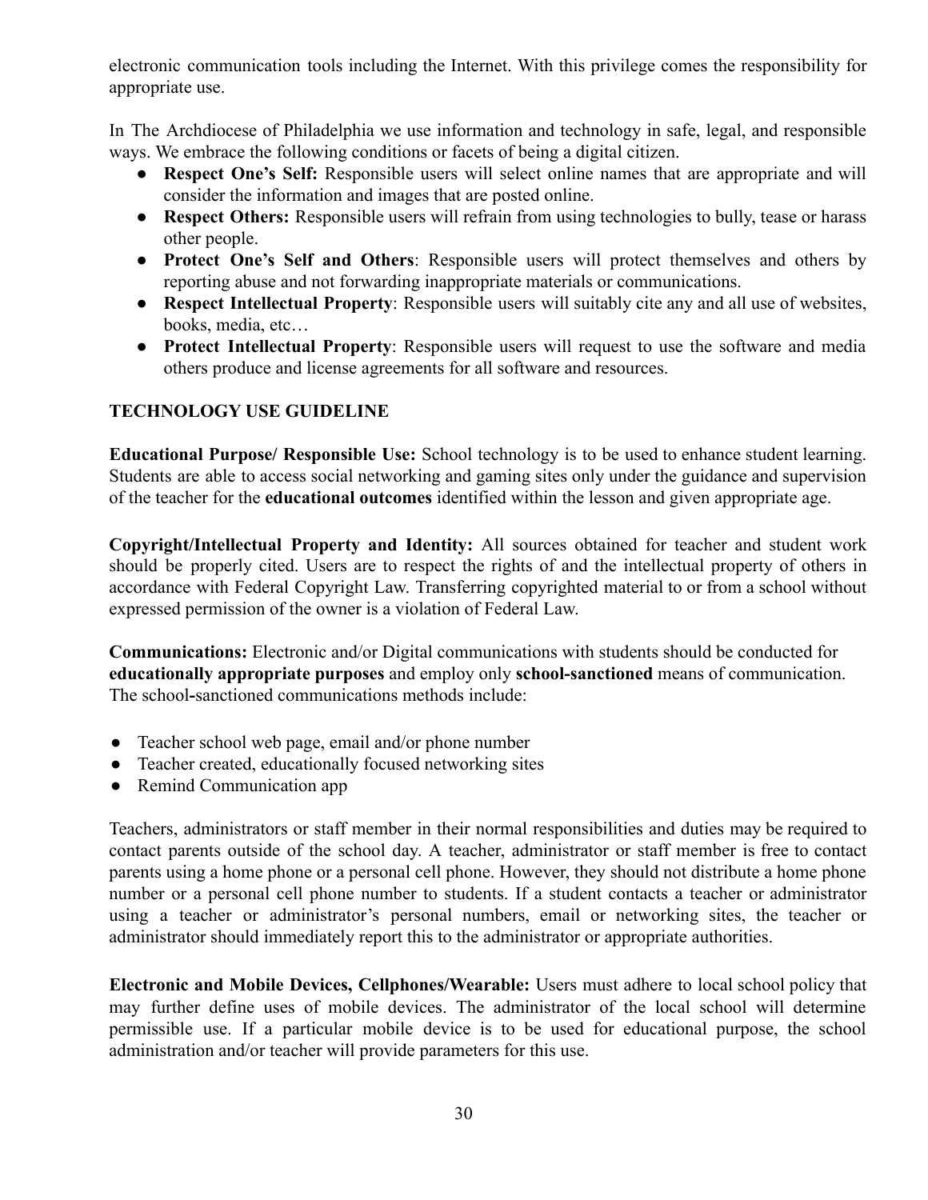electronic communication tools including the Internet. With this privilege comes the responsibility for appropriate use.

In The Archdiocese of Philadelphia we use information and technology in safe, legal, and responsible ways. We embrace the following conditions or facets of being a digital citizen.

- **Respect One's Self:** Responsible users will select online names that are appropriate and will consider the information and images that are posted online.
- **Respect Others:** Responsible users will refrain from using technologies to bully, tease or harass other people.
- **Protect One's Self and Others**: Responsible users will protect themselves and others by reporting abuse and not forwarding inappropriate materials or communications.
- **Respect Intellectual Property**: Responsible users will suitably cite any and all use of websites, books, media, etc…
- **Protect Intellectual Property**: Responsible users will request to use the software and media others produce and license agreements for all software and resources.

## TECHNOLOGY USE GUIDELINE

**Educational Purpose/ Responsible Use:** School technology is to be used to enhance student learning. Students are able to access social networking and gaming sites only under the guidance and supervision of the teacher for the **educational outcomes** identified within the lesson and given appropriate age.

**Copyright/Intellectual Property and Identity:** All sources obtained for teacher and student work should be properly cited. Users are to respect the rights of and the intellectual property of others in accordance with Federal Copyright Law. Transferring copyrighted material to or from a school without expressed permission of the owner is a violation of Federal Law.

**Communications:** Electronic and/or Digital communications with students should be conducted for **educationally appropriate purposes** and employ only **school-sanctioned** means of communication. The school-sanctioned communications methods include:

- Teacher school web page, email and/or phone number
- Teacher created, educationally focused networking sites
- Remind Communication app

Teachers, administrators or staff member in their normal responsibilities and duties may be required to contact parents outside of the school day. A teacher, administrator or staff member is free to contact parents using a home phone or a personal cell phone. However, they should not distribute a home phone number or a personal cell phone number to students. If a student contacts a teacher or administrator using a teacher or administrator's personal numbers, email or networking sites, the teacher or administrator should immediately report this to the administrator or appropriate authorities.

**Electronic and Mobile Devices, Cellphones/Wearable:** Users must adhere to local school policy that may further define uses of mobile devices. The administrator of the local school will determine permissible use. If a particular mobile device is to be used for educational purpose, the school administration and/or teacher will provide parameters for this use.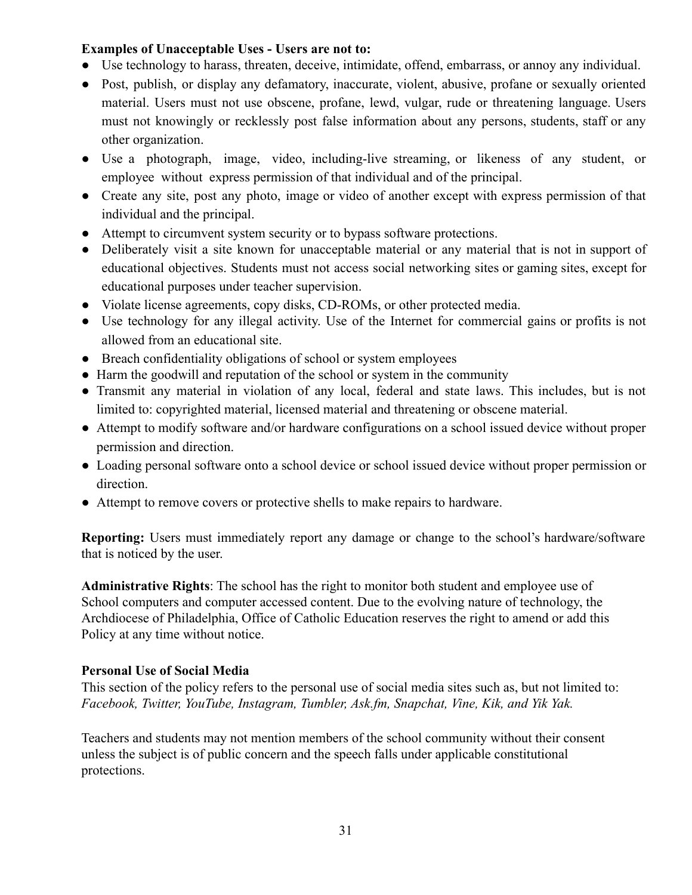**Examples of Unacceptable Uses - Users are not to:**

- Use technology to harass, threaten, deceive, intimidate, offend, embarrass, or annoy any individual.
- Post, publish, or display any defamatory, inaccurate, violent, abusive, profane or sexually oriented material. Users must not use obscene, profane, lewd, vulgar, rude or threatening language. Users must not knowingly or recklessly post false information about any persons, students, staff or any other organization.
- Use a photograph, image, video, including-live streaming, or likeness of any student, or employee without express permission of that individual and of the principal.
- Create any site, post any photo, image or video of another except with express permission of that individual and the principal.
- Attempt to circumvent system security or to bypass software protections.
- Deliberately visit a site known for unacceptable material or any material that is not in support of educational objectives. Students must not access social networking sites or gaming sites, except for educational purposes under teacher supervision.
- Violate license agreements, copy disks, CD-ROMs, or other protected media.
- Use technology for any illegal activity. Use of the Internet for commercial gains or profits is not allowed from an educational site.
- Breach confidentiality obligations of school or system employees
- Harm the goodwill and reputation of the school or system in the community
- Transmit any material in violation of any local, federal and state laws. This includes, but is not limited to: copyrighted material, licensed material and threatening or obscene material.
- Attempt to modify software and/or hardware configurations on a school issued device without proper permission and direction.
- Loading personal software onto a school device or school issued device without proper permission or direction.
- Attempt to remove covers or protective shells to make repairs to hardware.

**Reporting:** Users must immediately report any damage or change to the school's hardware/software that is noticed by the user.

**Administrative Rights**: The school has the right to monitor both student and employee use of School computers and computer accessed content. Due to the evolving nature of technology, the Archdiocese of Philadelphia, Office of Catholic Education reserves the right to amend or add this Policy at any time without notice.

**Personal Use of Social Media**

This section of the policy refers to the personal use of social media sites such as, but not limited to: *Facebook, Twitter, YouTube, Instagram, Tumbler, Ask.fm, Snapchat, Vine, Kik, and Yik Yak.*

Teachers and students may not mention members of the school community without their consent unless the subject is of public concern and the speech falls under applicable constitutional protections.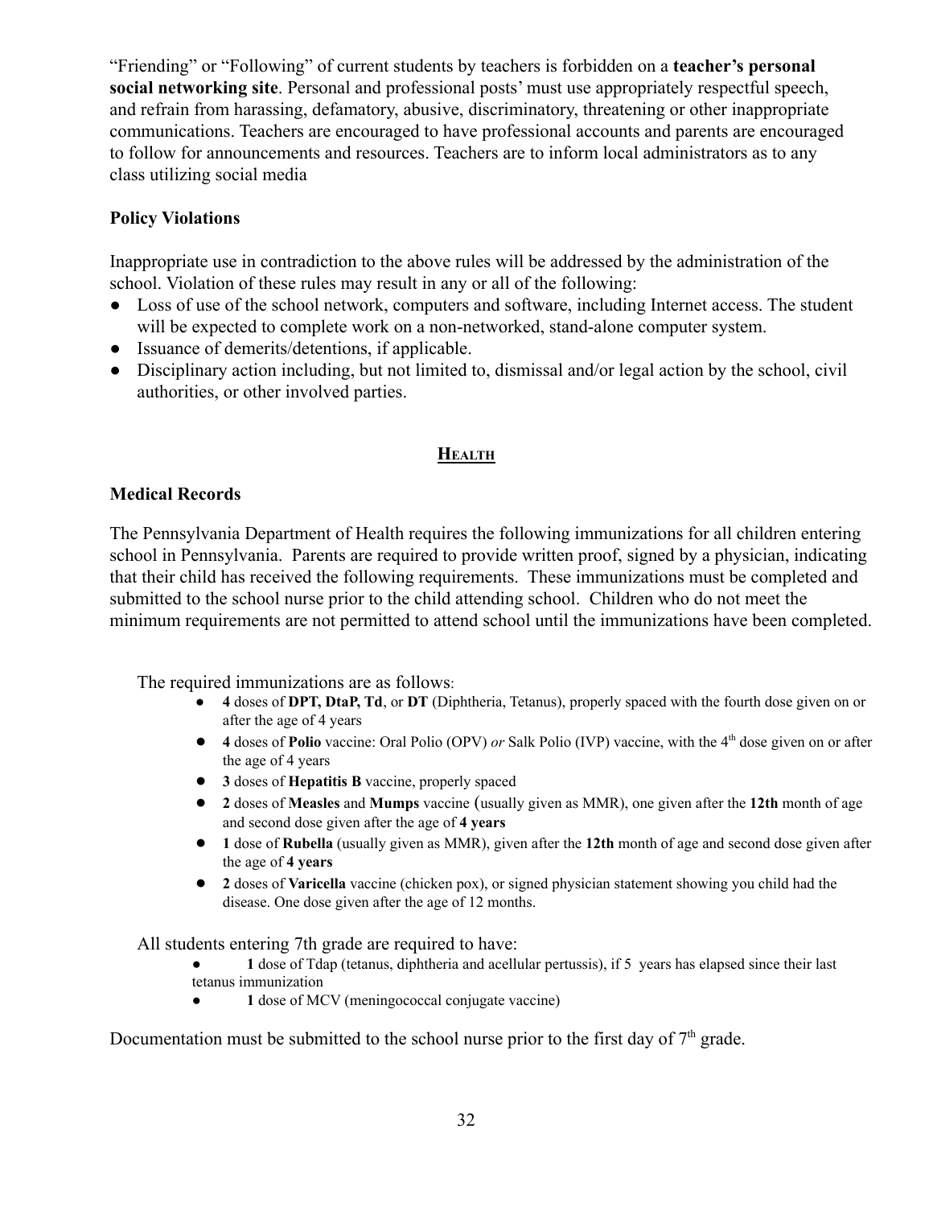"Friending" or "Following" of current students by teachers is forbidden on a **teacher's personal social networking site**. Personal and professional posts' must use appropriately respectful speech, and refrain from harassing, defamatory, abusive, discriminatory, threatening or other inappropriate communications. Teachers are encouraged to have professional accounts and parents are encouraged to follow for announcements and resources. Teachers are to inform local administrators as to any class utilizing social media

### Policy Violations

Inappropriate use in contradiction to the above rules will be addressed by the administration of the school. Violation of these rules may result in any or all of the following:

- Loss of use of the school network, computers and software, including Internet access. The student will be expected to complete work on a non-networked, stand-alone computer system.
- Issuance of demerits/detentions, if applicable.
- Disciplinary action including, but not limited to, dismissal and/or legal action by the school, civil authorities, or other involved parties.

## HEALTH

### Medical Records

The Pennsylvania Department of Health requires the following immunizations for all children entering school in Pennsylvania. Parents are required to provide written proof, signed by a physician, indicating that their child has received the following requirements. These immunizations must be completed and submitted to the school nurse prior to the child attending school. Children who do not meet the minimum requirements are not permitted to attend school until the immunizations have been completed.

The required immunizations are as follows:

- **4** doses of **DPT, DtaP, Td**, or **DT** (Diphtheria, Tetanus), properly spaced with the fourth dose given on or after the age of 4 years
- **4** doses of **Polio** vaccine: Oral Polio (OPV) *or* Salk Polio (IVP) vaccine, with the 4th dose given on or after the age of 4 years
- **3** doses of **Hepatitis B** vaccine, properly spaced
- **2** doses of **Measles** and **Mumps** vaccine (usually given as MMR), one given after the **12th** month of age and second dose given after the age of **4 years**
- **1** dose of **Rubella** (usually given as MMR), given after the **12th** month of age and second dose given after the age of **4 years**
- **2** doses of **Varicella** vaccine (chicken pox), or signed physician statement showing you child had the disease. One dose given after the age of 12 months.

All students entering 7th grade are required to have:

- **1** dose of Tdap (tetanus, diphtheria and acellular pertussis), if 5 years has elapsed since their last tetanus immunization
- **1** dose of MCV (meningococcal conjugate vaccine)

Documentation must be submitted to the school nurse prior to the first day of 7th grade.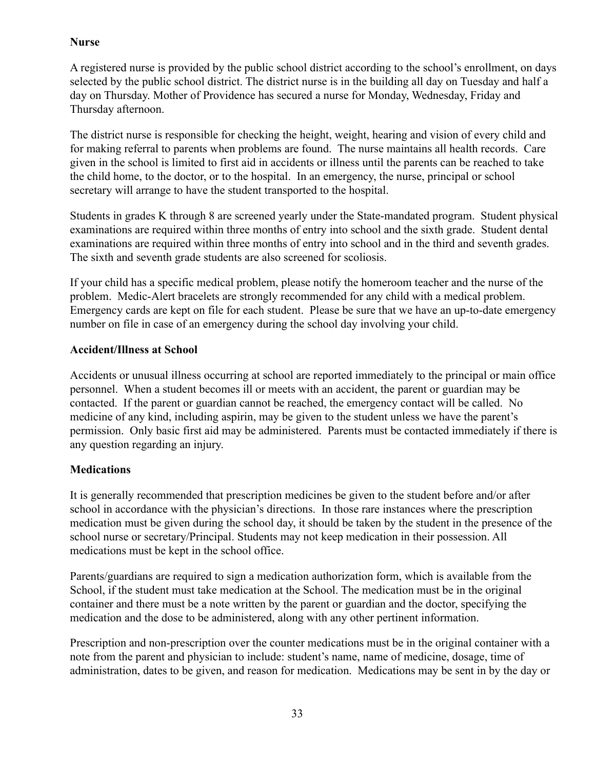**Nurse**

A registered nurse is provided by the public school district according to the school's enrollment, on days selected by the public school district. The district nurse is in the building all day on Tuesday and half a day on Thursday. Mother of Providence has secured a nurse for Monday, Wednesday, Friday and Thursday afternoon.

The district nurse is responsible for checking the height, weight, hearing and vision of every child and for making referral to parents when problems are found. The nurse maintains all health records. Care given in the school is limited to first aid in accidents or illness until the parents can be reached to take the child home, to the doctor, or to the hospital. In an emergency, the nurse, principal or school secretary will arrange to have the student transported to the hospital.

Students in grades K through 8 are screened yearly under the State-mandated program. Student physical examinations are required within three months of entry into school and the sixth grade. Student dental examinations are required within three months of entry into school and in the third and seventh grades. The sixth and seventh grade students are also screened for scoliosis.

If your child has a specific medical problem, please notify the homeroom teacher and the nurse of the problem. Medic-Alert bracelets are strongly recommended for any child with a medical problem. Emergency cards are kept on file for each student. Please be sure that we have an up-to-date emergency number on file in case of an emergency during the school day involving your child.

**Accident/Illness at School**

Accidents or unusual illness occurring at school are reported immediately to the principal or main office personnel. When a student becomes ill or meets with an accident, the parent or guardian may be contacted. If the parent or guardian cannot be reached, the emergency contact will be called. No medicine of any kind, including aspirin, may be given to the student unless we have the parent's permission. Only basic first aid may be administered. Parents must be contacted immediately if there is any question regarding an injury.

**Medications**

It is generally recommended that prescription medicines be given to the student before and/or after school in accordance with the physician's directions. In those rare instances where the prescription medication must be given during the school day, it should be taken by the student in the presence of the school nurse or secretary/Principal. Students may not keep medication in their possession. All medications must be kept in the school office.

Parents/guardians are required to sign a medication authorization form, which is available from the School, if the student must take medication at the School. The medication must be in the original container and there must be a note written by the parent or guardian and the doctor, specifying the medication and the dose to be administered, along with any other pertinent information.

Prescription and non-prescription over the counter medications must be in the original container with a note from the parent and physician to include: student's name, name of medicine, dosage, time of administration, dates to be given, and reason for medication. Medications may be sent in by the day or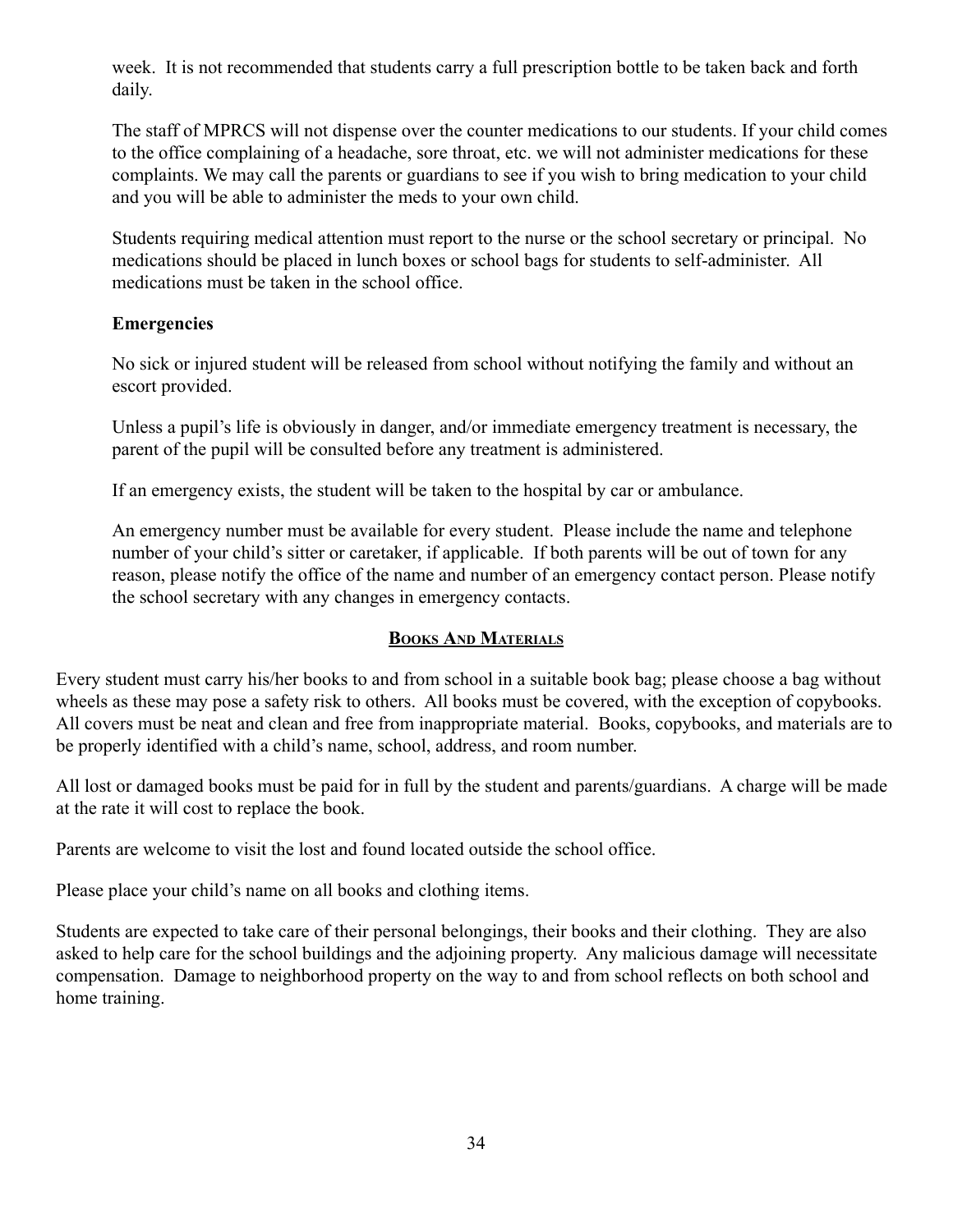week. It is not recommended that students carry a full prescription bottle to be taken back and forth daily.

The staff of MPRCS will not dispense over the counter medications to our students. If your child comes to the office complaining of a headache, sore throat, etc. we will not administer medications for these complaints. We may call the parents or guardians to see if you wish to bring medication to your child and you will be able to administer the meds to your own child.

Students requiring medical attention must report to the nurse or the school secretary or principal. No medications should be placed in lunch boxes or school bags for students to self-administer. All medications must be taken in the school office.

**Emergencies**

No sick or injured student will be released from school without notifying the family and without an escort provided.

Unless a pupil's life is obviously in danger, and/or immediate emergency treatment is necessary, the parent of the pupil will be consulted before any treatment is administered.

If an emergency exists, the student will be taken to the hospital by car or ambulance.

An emergency number must be available for every student. Please include the name and telephone number of your child's sitter or caretaker, if applicable. If both parents will be out of town for any reason, please notify the office of the name and number of an emergency contact person. Please notify the school secretary with any changes in emergency contacts.

## BOOKS AND MATERIALS

Every student must carry his/her books to and from school in a suitable book bag; please choose a bag without wheels as these may pose a safety risk to others. All books must be covered, with the exception of copybooks. All covers must be neat and clean and free from inappropriate material. Books, copybooks, and materials are to be properly identified with a child's name, school, address, and room number.

All lost or damaged books must be paid for in full by the student and parents/guardians. A charge will be made at the rate it will cost to replace the book.

Parents are welcome to visit the lost and found located outside the school office.

Please place your child's name on all books and clothing items.

Students are expected to take care of their personal belongings, their books and their clothing. They are also asked to help care for the school buildings and the adjoining property. Any malicious damage will necessitate compensation. Damage to neighborhood property on the way to and from school reflects on both school and home training.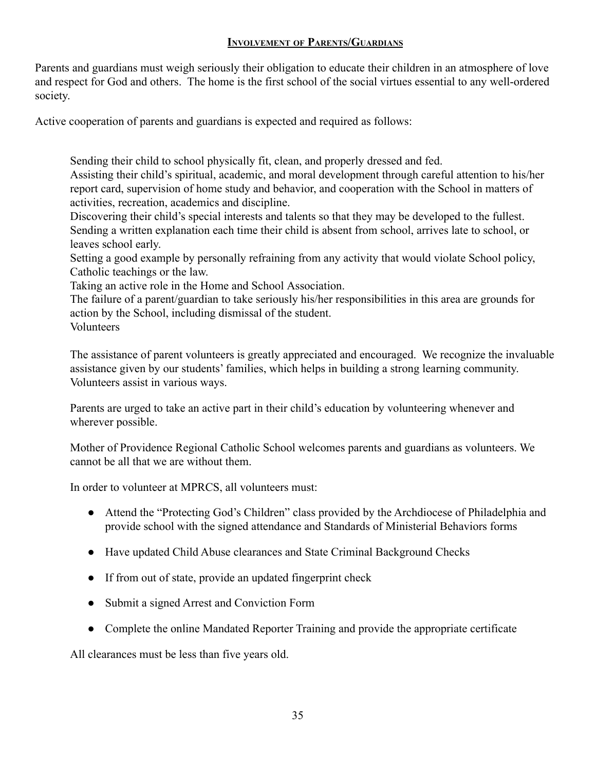## Involvement of Parents/Guardians

Parents and guardians must weigh seriously their obligation to educate their children in an atmosphere of love and respect for God and others. The home is the first school of the social virtues essential to any well-ordered society.

Active cooperation of parents and guardians is expected and required as follows:

Sending their child to school physically fit, clean, and properly dressed and fed.

Assisting their child's spiritual, academic, and moral development through careful attention to his/her report card, supervision of home study and behavior, and cooperation with the School in matters of activities, recreation, academics and discipline.

Discovering their child's special interests and talents so that they may be developed to the fullest.

Sending a written explanation each time their child is absent from school, arrives late to school, or leaves school early.

Setting a good example by personally refraining from any activity that would violate School policy, Catholic teachings or the law.

Taking an active role in the Home and School Association.

The failure of a parent/guardian to take seriously his/her responsibilities in this area are grounds for action by the School, including dismissal of the student.

Volunteers

The assistance of parent volunteers is greatly appreciated and encouraged. We recognize the invaluable assistance given by our students' families, which helps in building a strong learning community. Volunteers assist in various ways.

Parents are urged to take an active part in their child's education by volunteering whenever and wherever possible.

Mother of Providence Regional Catholic School welcomes parents and guardians as volunteers. We cannot be all that we are without them.

In order to volunteer at MPRCS, all volunteers must:

- Attend the "Protecting God's Children" class provided by the Archdiocese of Philadelphia and provide school with the signed attendance and Standards of Ministerial Behaviors forms
- Have updated Child Abuse clearances and State Criminal Background Checks
- If from out of state, provide an updated fingerprint check
- Submit a signed Arrest and Conviction Form
- Complete the online Mandated Reporter Training and provide the appropriate certificate

All clearances must be less than five years old.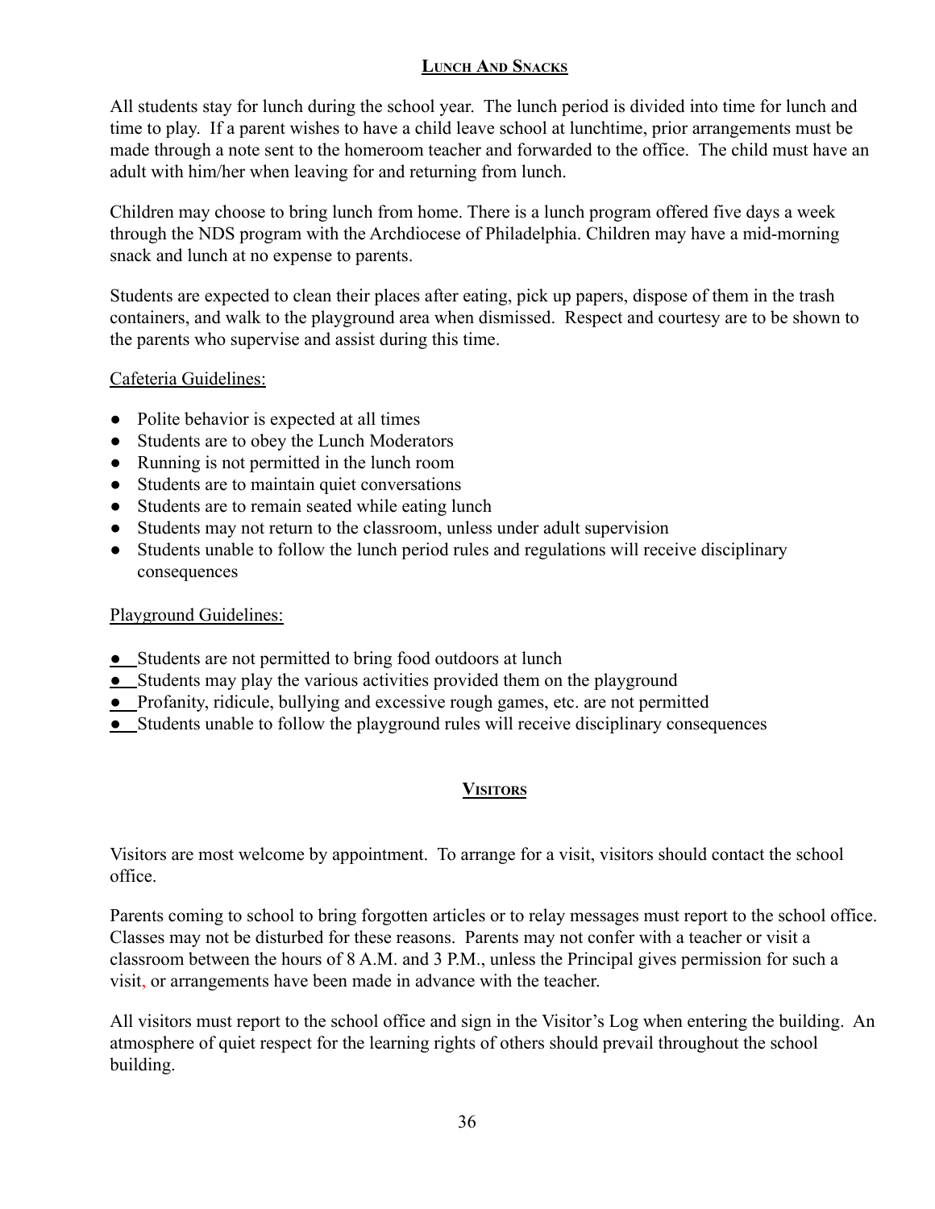## Lunch And Snacks

All students stay for lunch during the school year. The lunch period is divided into time for lunch and time to play. If a parent wishes to have a child leave school at lunchtime, prior arrangements must be made through a note sent to the homeroom teacher and forwarded to the office. The child must have an adult with him/her when leaving for and returning from lunch.

Children may choose to bring lunch from home. There is a lunch program offered five days a week through the NDS program with the Archdiocese of Philadelphia. Children may have a mid-morning snack and lunch at no expense to parents.

Students are expected to clean their places after eating, pick up papers, dispose of them in the trash containers, and walk to the playground area when dismissed. Respect and courtesy are to be shown to the parents who supervise and assist during this time.

Cafeteria Guidelines:

- Polite behavior is expected at all times
- Students are to obey the Lunch Moderators
- Running is not permitted in the lunch room
- Students are to maintain quiet conversations
- Students are to remain seated while eating lunch
- Students may not return to the classroom, unless under adult supervision
- Students unable to follow the lunch period rules and regulations will receive disciplinary consequences

Playground Guidelines:

- Students are not permitted to bring food outdoors at lunch
- Students may play the various activities provided them on the playground
- Profanity, ridicule, bullying and excessive rough games, etc. are not permitted
- Students unable to follow the playground rules will receive disciplinary consequences

## Visitors

Visitors are most welcome by appointment. To arrange for a visit, visitors should contact the school office.

Parents coming to school to bring forgotten articles or to relay messages must report to the school office. Classes may not be disturbed for these reasons. Parents may not confer with a teacher or visit a classroom between the hours of 8 A.M. and 3 P.M., unless the Principal gives permission for such a visit, or arrangements have been made in advance with the teacher.

All visitors must report to the school office and sign in the Visitor's Log when entering the building. An atmosphere of quiet respect for the learning rights of others should prevail throughout the school building.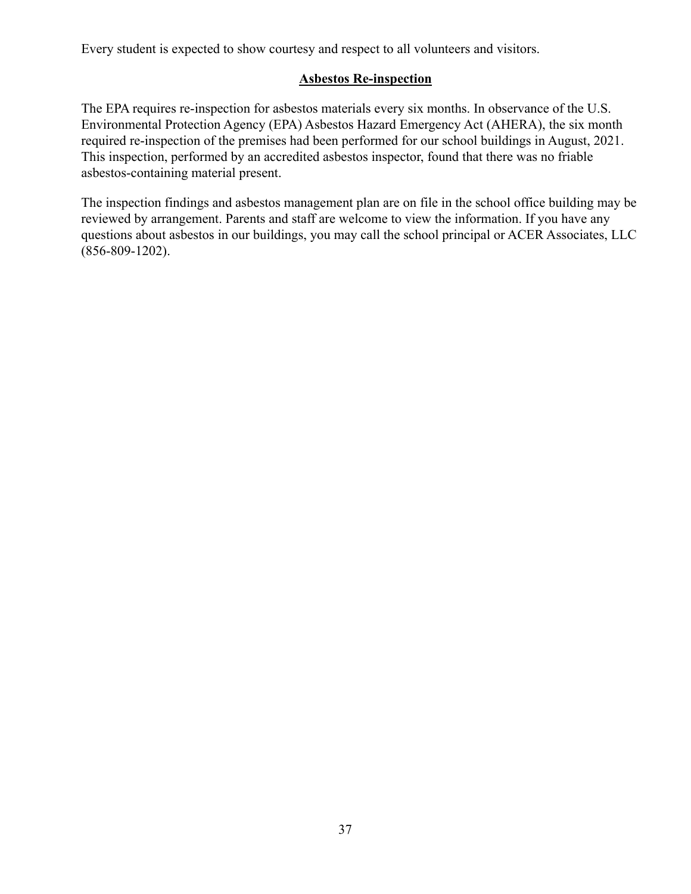Every student is expected to show courtesy and respect to all volunteers and visitors.

## **Asbestos Re-inspection**

The EPA requires re-inspection for asbestos materials every six months. In observance of the U.S. Environmental Protection Agency (EPA) Asbestos Hazard Emergency Act (AHERA), the six month required re-inspection of the premises had been performed for our school buildings in August, 2021. This inspection, performed by an accredited asbestos inspector, found that there was no friable asbestos-containing material present.

The inspection findings and asbestos management plan are on file in the school office building may be reviewed by arrangement. Parents and staff are welcome to view the information. If you have any questions about asbestos in our buildings, you may call the school principal or ACER Associates, LLC (856-809-1202).